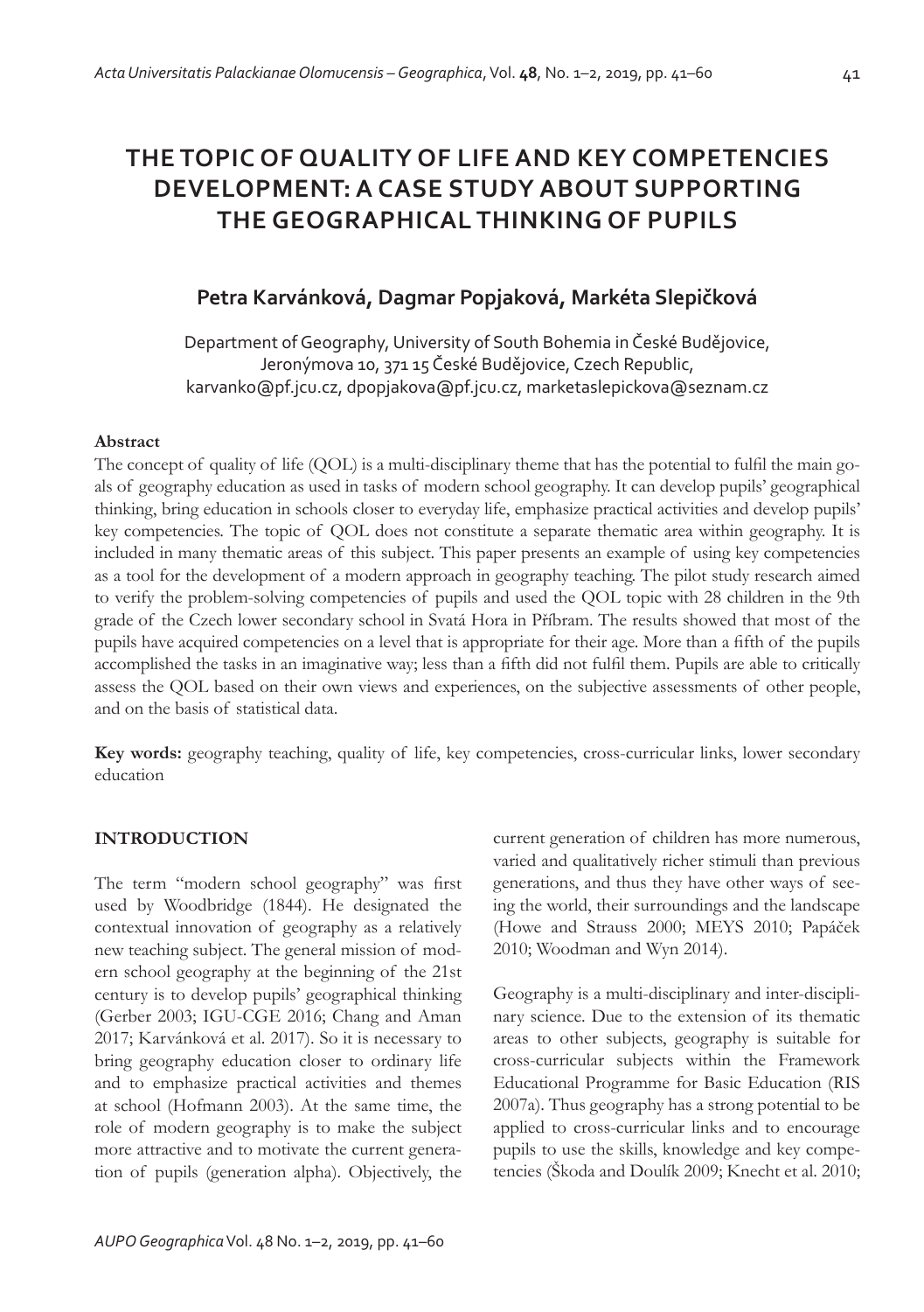# THE TOPIC OF QUALITY OF LIFE AND KEY COMPETENCIES DEVELOPMENT: A CASE STUDY ABOUT SUPPORTING THE GEOGRAPHICAL THINKING OF PUPILS

**Petra Karvánková, Dagmar Popjaková, Markéta Slepičková**

Department of Geography, University of South Bohemia in České Budějovice, Jeronýmova 10, 371 15 České Budějovice, Czech Republic, karvanko@pf.jcu.cz, dpopjakova@pf.jcu.cz, marketaslepickova@seznam.cz

**Abstract**

The concept of quality of life (QOL) is a multi-disciplinary theme that has the potential to fulfil the main goals of geography education as used in tasks of modern school geography. It can develop pupils' geographical thinking, bring education in schools closer to everyday life, emphasize practical activities and develop pupils' key competencies. The topic of QOL does not constitute a separate thematic area within geography. It is included in many thematic areas of this subject. This paper presents an example of using key competencies as a tool for the development of a modern approach in geography teaching. The pilot study research aimed to verify the problem-solving competencies of pupils and used the QOL topic with 28 children in the 9th grade of the Czech lower secondary school in Svatá Hora in Příbram. The results showed that most of the pupils have acquired competencies on a level that is appropriate for their age. More than a fifth of the pupils accomplished the tasks in an imaginative way; less than a fifth did not fulfil them. Pupils are able to critically assess the QOL based on their own views and experiences, on the subjective assessments of other people, and on the basis of statistical data.

**Key words:** geography teaching, quality of life, key competencies, cross-curricular links, lower secondary education

## INTRODUCTION

The term "modern school geography" was first used by Woodbridge (1844). He designated the contextual innovation of geography as a relatively new teaching subject. The general mission of modern school geography at the beginning of the 21st century is to develop pupils' geographical thinking (Gerber 2003; IGU-CGE 2016; Chang and Aman 2017; Karvánková et al. 2017). So it is necessary to bring geography education closer to ordinary life and to emphasize practical activities and themes at school (Hofmann 2003). At the same time, the role of modern geography is to make the subject more attractive and to motivate the current generation of pupils (generation alpha). Objectively, the current generation of children has more numerous, varied and qualitatively richer stimuli than previous generations, and thus they have other ways of seeing the world, their surroundings and the landscape (Howe and Strauss 2000; MEYS 2010; Papáček 2010; Woodman and Wyn 2014).

Geography is a multi-disciplinary and inter-disciplinary science. Due to the extension of its thematic areas to other subjects, geography is suitable for cross-curricular subjects within the Framework Educational Programme for Basic Education (RIS 2007a). Thus geography has a strong potential to be applied to cross-curricular links and to encourage pupils to use the skills, knowledge and key competencies (Škoda and Doulík 2009; Knecht et al. 2010;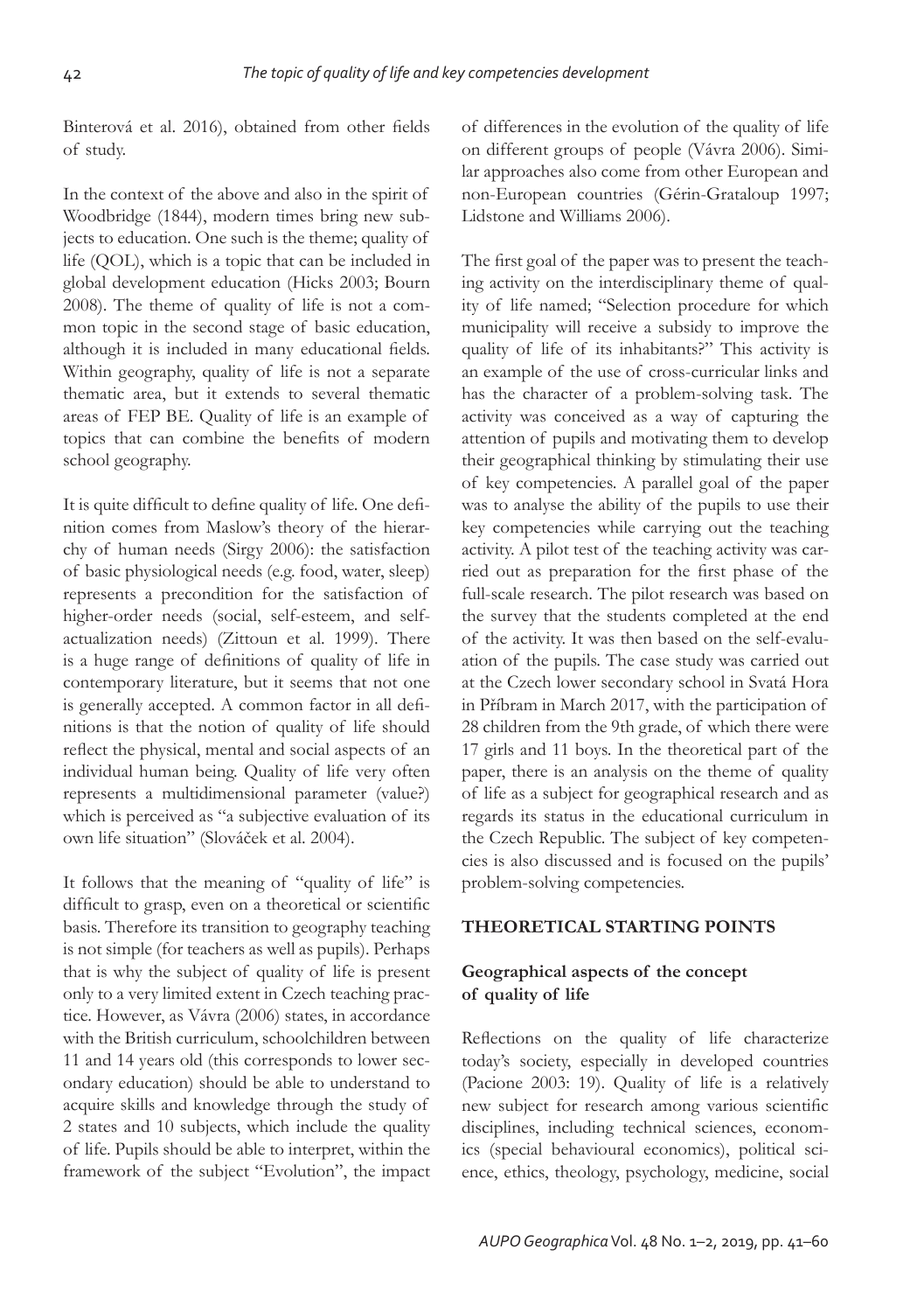Binterová et al. 2016), obtained from other fields of study.

In the context of the above and also in the spirit of Woodbridge (1844), modern times bring new subjects to education. One such is the theme; quality of life (QOL), which is a topic that can be included in global development education (Hicks 2003; Bourn 2008). The theme of quality of life is not a common topic in the second stage of basic education, although it is included in many educational fields. Within geography, quality of life is not a separate thematic area, but it extends to several thematic areas of FEP BE. Quality of life is an example of topics that can combine the benefits of modern school geography.

It is quite difficult to define quality of life. One definition comes from Maslow's theory of the hierarchy of human needs (Sirgy 2006): the satisfaction of basic physiological needs (e.g. food, water, sleep) represents a precondition for the satisfaction of higher-order needs (social, self-esteem, and self-actualization needs) (Zittoun et al. 1999). There is a huge range of definitions of quality of life in contemporary literature, but it seems that not one is generally accepted. A common factor in all definitions is that the notion of quality of life should reflect the physical, mental and social aspects of an individual human being. Quality of life very often represents a multidimensional parameter (value?) which is perceived as "a subjective evaluation of its own life situation" (Slováček et al. 2004).

It follows that the meaning of "quality of life" is difficult to grasp, even on a theoretical or scientific basis. Therefore its transition to geography teaching is not simple (for teachers as well as pupils). Perhaps that is why the subject of quality of life is present only to a very limited extent in Czech teaching practice. However, as Vávra (2006) states, in accordance with the British curriculum, schoolchildren between 11 and 14 years old (this corresponds to lower secondary education) should be able to understand to acquire skills and knowledge through the study of 2 states and 10 subjects, which include the quality of life. Pupils should be able to interpret, within the framework of the subject "Evolution", the impact of differences in the evolution of the quality of life on different groups of people (Vávra 2006). Similar approaches also come from other European and non-European countries (Gérin-Grataloup 1997; Lidstone and Williams 2006).

The first goal of the paper was to present the teaching activity on the interdisciplinary theme of quality of life named; "Selection procedure for which municipality will receive a subsidy to improve the quality of life of its inhabitants?" This activity is an example of the use of cross-curricular links and has the character of a problem-solving task. The activity was conceived as a way of capturing the attention of pupils and motivating them to develop their geographical thinking by stimulating their use of key competencies. A parallel goal of the paper was to analyse the ability of the pupils to use their key competencies while carrying out the teaching activity. A pilot test of the teaching activity was carried out as preparation for the first phase of the full-scale research. The pilot research was based on the survey that the students completed at the end of the activity. It was then based on the self-evaluation of the pupils. The case study was carried out at the Czech lower secondary school in Svatá Hora in Příbram in March 2017, with the participation of 28 children from the 9th grade, of which there were 17 girls and 11 boys. In the theoretical part of the paper, there is an analysis on the theme of quality of life as a subject for geographical research and as regards its status in the educational curriculum in the Czech Republic. The subject of key competencies is also discussed and is focused on the pupils' problem-solving competencies.

## THEORETICAL STARTING POINTS

### Geographical aspects of the concept of quality of life

Reflections on the quality of life characterize today's society, especially in developed countries (Pacione 2003: 19). Quality of life is a relatively new subject for research among various scientific disciplines, including technical sciences, economics (special behavioural economics), political science, ethics, theology, psychology, medicine, social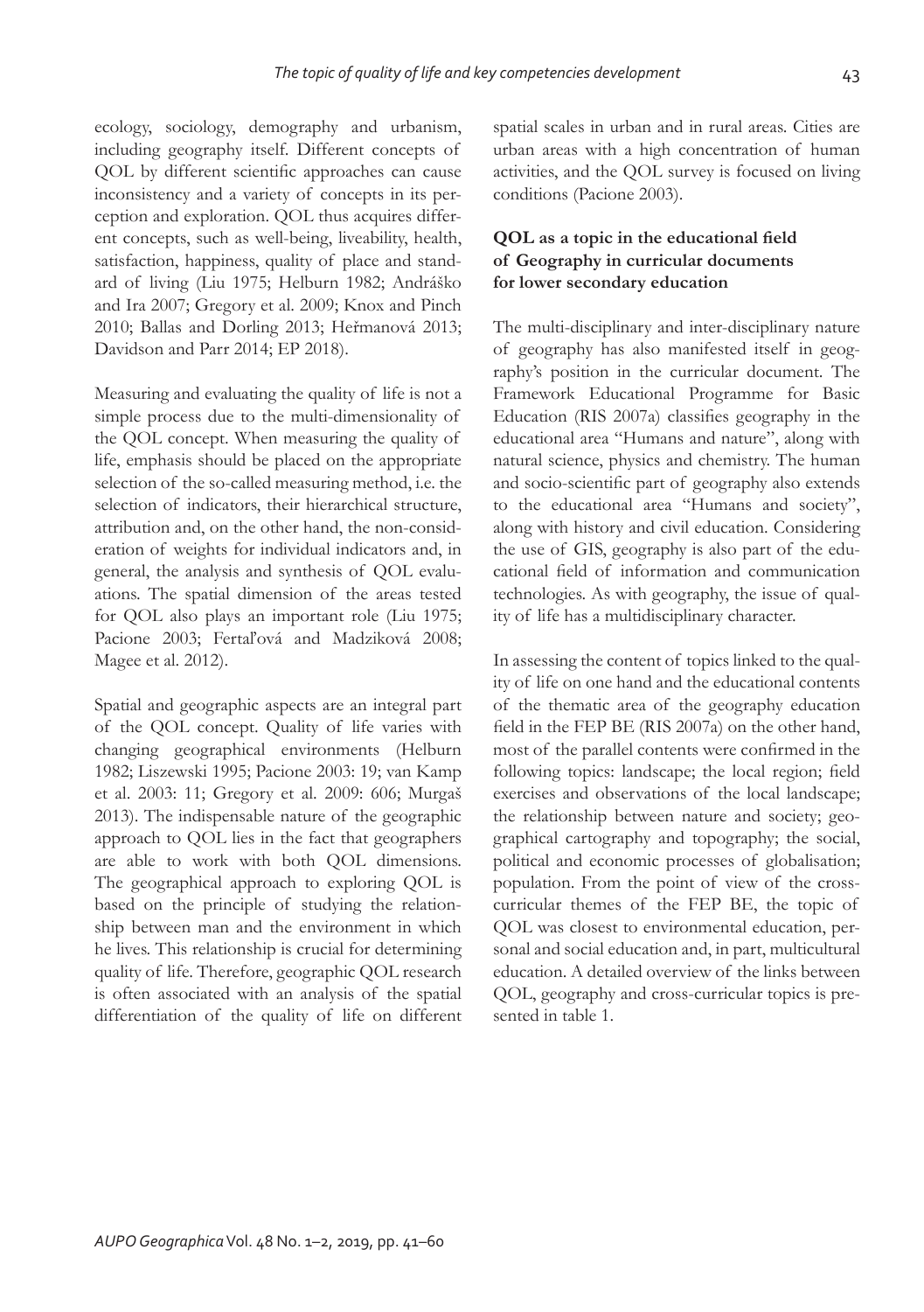ecology, sociology, demography and urbanism, including geography itself. Different concepts of QOL by different scientific approaches can cause inconsistency and a variety of concepts in its perception and exploration. QOL thus acquires different concepts, such as well-being, liveability, health, satisfaction, happiness, quality of place and standard of living (Liu 1975; Helburn 1982; Andráško and Ira 2007; Gregory et al. 2009; Knox and Pinch 2010; Ballas and Dorling 2013; Heřmanová 2013; Davidson and Parr 2014; EP 2018).

Measuring and evaluating the quality of life is not a simple process due to the multi-dimensionality of the QOL concept. When measuring the quality of life, emphasis should be placed on the appropriate selection of the so-called measuring method, i.e. the selection of indicators, their hierarchical structure, attribution and, on the other hand, the non-consideration of weights for individual indicators and, in general, the analysis and synthesis of QOL evaluations. The spatial dimension of the areas tested for QOL also plays an important role (Liu 1975; Pacione 2003; Fertaľová and Madziková 2008; Magee et al. 2012).

Spatial and geographic aspects are an integral part of the QOL concept. Quality of life varies with changing geographical environments (Helburn 1982; Liszewski 1995; Pacione 2003: 19; van Kamp et al. 2003: 11; Gregory et al. 2009: 606; Murgaš 2013). The indispensable nature of the geographic approach to QOL lies in the fact that geographers are able to work with both QOL dimensions. The geographical approach to exploring QOL is based on the principle of studying the relationship between man and the environment in which he lives. This relationship is crucial for determining quality of life. Therefore, geographic QOL research is often associated with an analysis of the spatial differentiation of the quality of life on different spatial scales in urban and in rural areas. Cities are urban areas with a high concentration of human activities, and the QOL survey is focused on living conditions (Pacione 2003).

## QOL as a topic in the educational field of Geography in curricular documents for lower secondary education

The multi-disciplinary and inter-disciplinary nature of geography has also manifested itself in geography's position in the curricular document. The Framework Educational Programme for Basic Education (RIS 2007a) classifies geography in the educational area "Humans and nature", along with natural science, physics and chemistry. The human and socio-scientific part of geography also extends to the educational area "Humans and society", along with history and civil education. Considering the use of GIS, geography is also part of the educational field of information and communication technologies. As with geography, the issue of quality of life has a multidisciplinary character.

In assessing the content of topics linked to the quality of life on one hand and the educational contents of the thematic area of the geography education field in the FEP BE (RIS 2007a) on the other hand, most of the parallel contents were confirmed in the following topics: landscape; the local region; field exercises and observations of the local landscape; the relationship between nature and society; geographical cartography and topography; the social, political and economic processes of globalisation; population. From the point of view of the cross-curricular themes of the FEP BE, the topic of QOL was closest to environmental education, personal and social education and, in part, multicultural education. A detailed overview of the links between QOL, geography and cross-curricular topics is presented in table 1.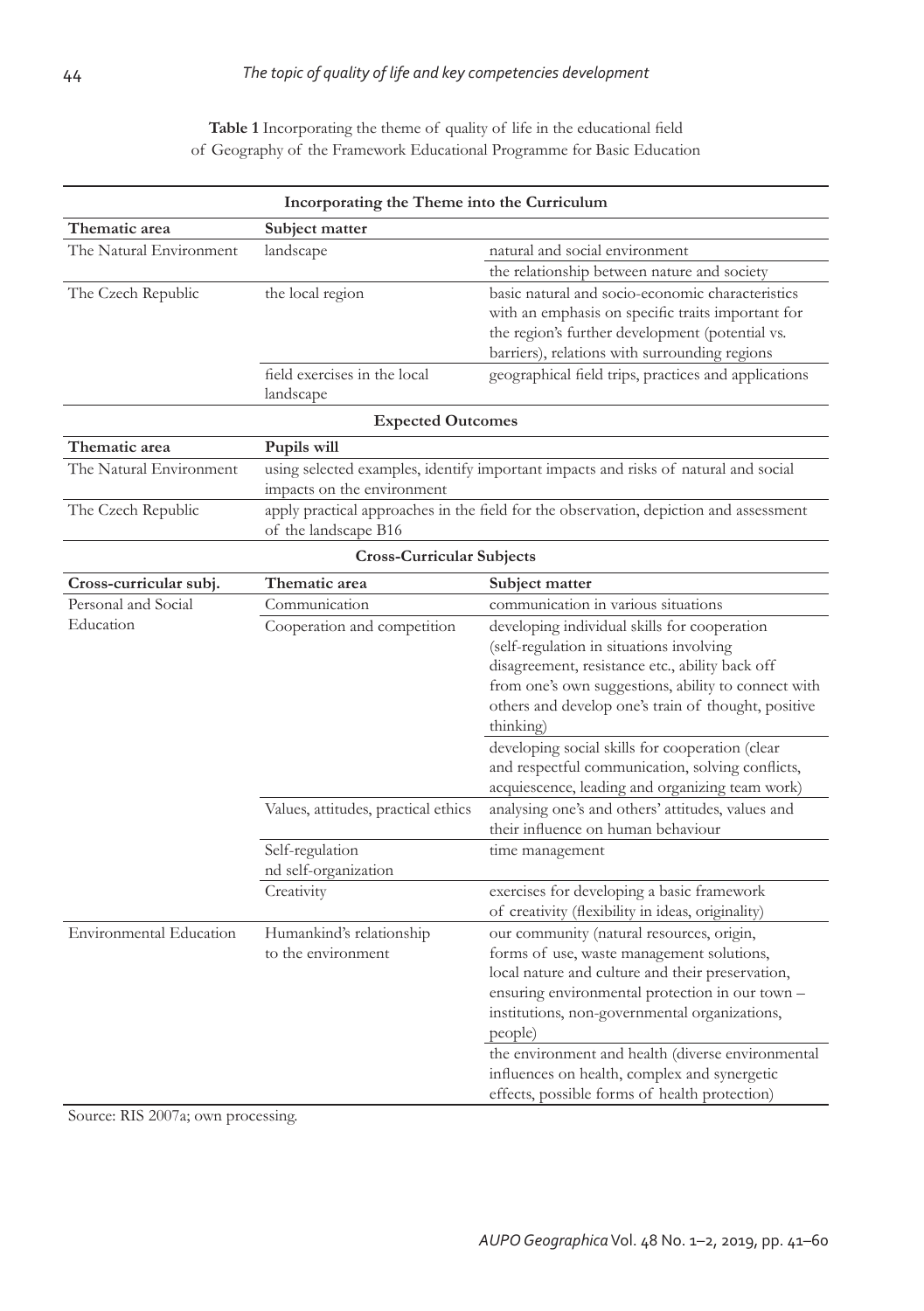**Table 1** Incorporating the theme of quality of life in the educational field of Geography of the Framework Educational Programme for Basic Education

| **Incorporating the Theme into the Curriculum** | | |
|---|---|---|
| **Thematic area** | **Subject matter** | |
| The Natural Environment | landscape | natural and social environment |
| | | the relationship between nature and society |
| The Czech Republic | the local region | basic natural and socio-economic characteristics with an emphasis on specific traits important for the region's further development (potential vs. barriers), relations with surrounding regions |
| | field exercises in the local landscape | geographical field trips, practices and applications |
| **Expected Outcomes** | | |
| **Thematic area** | **Pupils will** | |
| The Natural Environment | using selected examples, identify important impacts and risks of natural and social impacts on the environment | |
| The Czech Republic | apply practical approaches in the field for the observation, depiction and assessment of the landscape B16 | |
| **Cross-Curricular Subjects** | | |
| **Cross-curricular subj.** | **Thematic area** | **Subject matter** |
| Personal and Social Education | Communication | communication in various situations |
| | Cooperation and competition | developing individual skills for cooperation (self-regulation in situations involving disagreement, resistance etc., ability back off from one's own suggestions, ability to connect with others and develop one's train of thought, positive thinking) |
| | | developing social skills for cooperation (clear and respectful communication, solving conflicts, acquiescence, leading and organizing team work) |
| | Values, attitudes, practical ethics | analysing one's and others' attitudes, values and their influence on human behaviour |
| | Self-regulation nd self-organization | time management |
| | Creativity | exercises for developing a basic framework of creativity (flexibility in ideas, originality) |
| Environmental Education | Humankind's relationship to the environment | our community (natural resources, origin, forms of use, waste management solutions, local nature and culture and their preservation, ensuring environmental protection in our town – institutions, non-governmental organizations, people) |
| | | the environment and health (diverse environmental influences on health, complex and synergetic effects, possible forms of health protection) |

Source: RIS 2007a; own processing.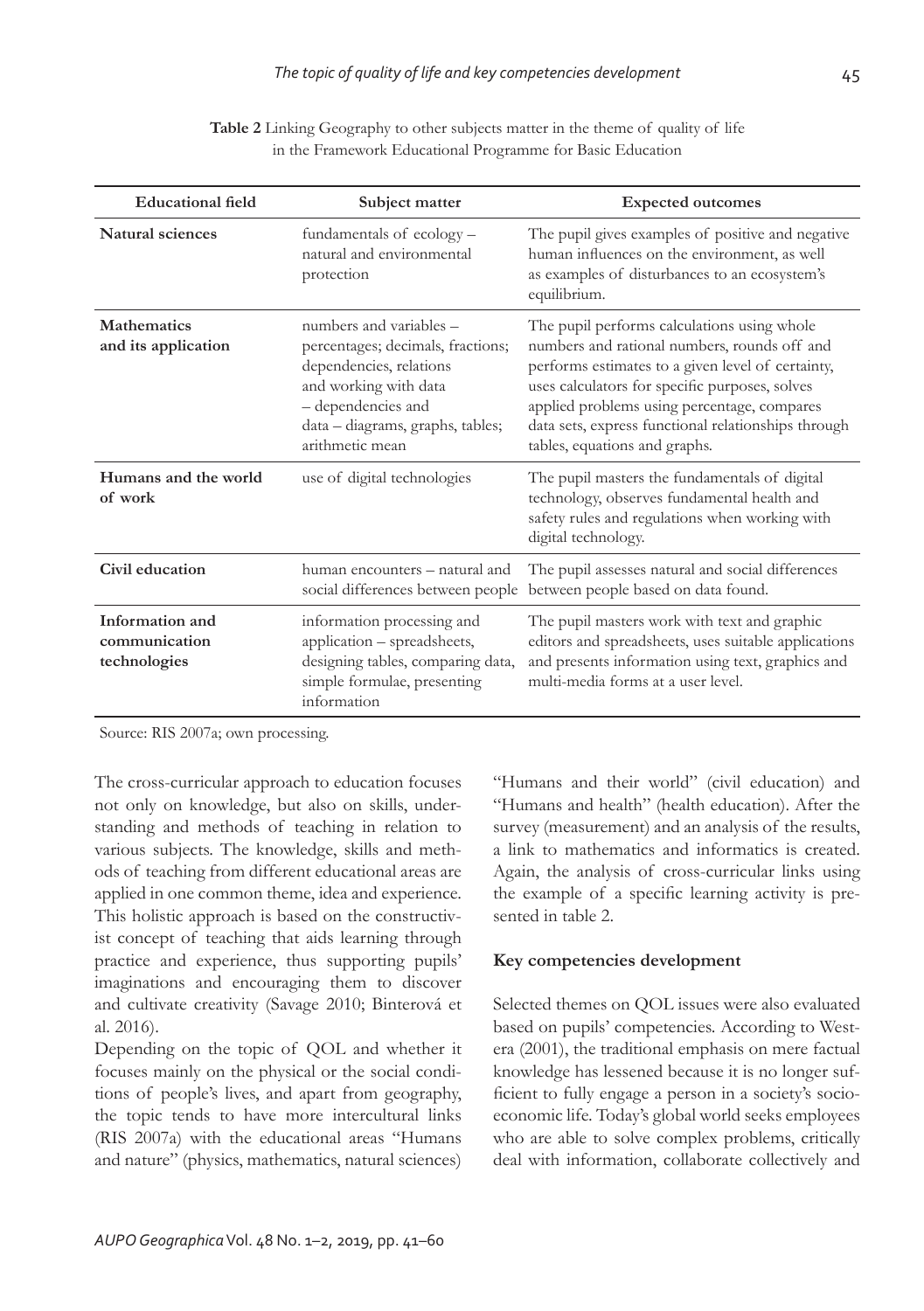**Table 2** Linking Geography to other subjects matter in the theme of quality of life in the Framework Educational Programme for Basic Education

| Educational field | Subject matter | Expected outcomes |
|---|---|---|
| **Natural sciences** | fundamentals of ecology – natural and environmental protection | The pupil gives examples of positive and negative human influences on the environment, as well as examples of disturbances to an ecosystem's equilibrium. |
| **Mathematics and its application** | numbers and variables – percentages; decimals, fractions; dependencies, relations and working with data – dependencies and data – diagrams, graphs, tables; arithmetic mean | The pupil performs calculations using whole numbers and rational numbers, rounds off and performs estimates to a given level of certainty, uses calculators for specific purposes, solves applied problems using percentage, compares data sets, express functional relationships through tables, equations and graphs. |
| **Humans and the world of work** | use of digital technologies | The pupil masters the fundamentals of digital technology, observes fundamental health and safety rules and regulations when working with digital technology. |
| **Civil education** | human encounters – natural and social differences between people | The pupil assesses natural and social differences between people based on data found. |
| **Information and communication technologies** | information processing and application – spreadsheets, designing tables, comparing data, simple formulae, presenting information | The pupil masters work with text and graphic editors and spreadsheets, uses suitable applications and presents information using text, graphics and multi-media forms at a user level. |

Source: RIS 2007a; own processing.

The cross-curricular approach to education focuses not only on knowledge, but also on skills, understanding and methods of teaching in relation to various subjects. The knowledge, skills and methods of teaching from different educational areas are applied in one common theme, idea and experience. This holistic approach is based on the constructivist concept of teaching that aids learning through practice and experience, thus supporting pupils' imaginations and encouraging them to discover and cultivate creativity (Savage 2010; Binterová et al. 2016).

Depending on the topic of QOL and whether it focuses mainly on the physical or the social conditions of people's lives, and apart from geography, the topic tends to have more intercultural links (RIS 2007a) with the educational areas "Humans and nature" (physics, mathematics, natural sciences) "Humans and their world" (civil education) and "Humans and health" (health education). After the survey (measurement) and an analysis of the results, a link to mathematics and informatics is created. Again, the analysis of cross-curricular links using the example of a specific learning activity is presented in table 2.

#### Key competencies development

Selected themes on QOL issues were also evaluated based on pupils' competencies. According to Westera (2001), the traditional emphasis on mere factual knowledge has lessened because it is no longer sufficient to fully engage a person in a society's socio-economic life. Today's global world seeks employees who are able to solve complex problems, critically deal with information, collaborate collectively and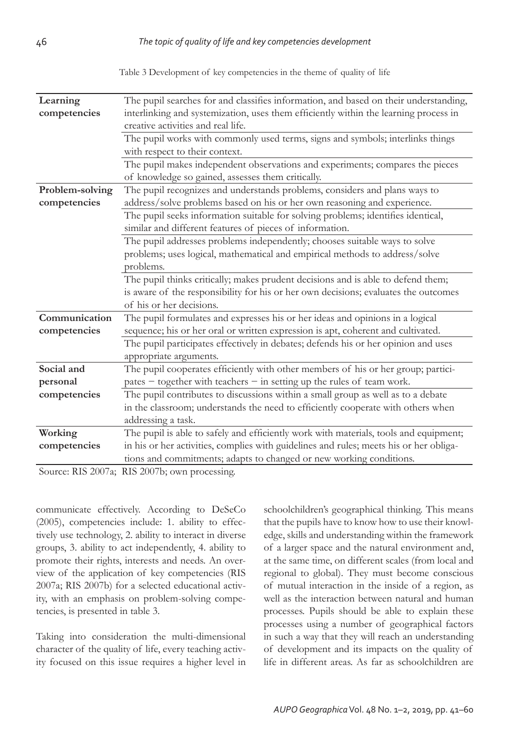Table 3 Development of key competencies in the theme of quality of life

| | |
|---|---|
| **Learning competencies** | The pupil searches for and classifies information, and based on their understanding, interlinking and systemization, uses them efficiently within the learning process in creative activities and real life. |
| | The pupil works with commonly used terms, signs and symbols; interlinks things with respect to their context. |
| | The pupil makes independent observations and experiments; compares the pieces of knowledge so gained, assesses them critically. |
| **Problem-solving competencies** | The pupil recognizes and understands problems, considers and plans ways to address/solve problems based on his or her own reasoning and experience. |
| | The pupil seeks information suitable for solving problems; identifies identical, similar and different features of pieces of information. |
| | The pupil addresses problems independently; chooses suitable ways to solve problems; uses logical, mathematical and empirical methods to address/solve problems. |
| | The pupil thinks critically; makes prudent decisions and is able to defend them; is aware of the responsibility for his or her own decisions; evaluates the outcomes of his or her decisions. |
| **Communication competencies** | The pupil formulates and expresses his or her ideas and opinions in a logical sequence; his or her oral or written expression is apt, coherent and cultivated. |
| | The pupil participates effectively in debates; defends his or her opinion and uses appropriate arguments. |
| **Social and personal competencies** | The pupil cooperates efficiently with other members of his or her group; participates – together with teachers – in setting up the rules of team work. |
| | The pupil contributes to discussions within a small group as well as to a debate in the classroom; understands the need to efficiently cooperate with others when addressing a task. |
| **Working competencies** | The pupil is able to safely and efficiently work with materials, tools and equipment; in his or her activities, complies with guidelines and rules; meets his or her obligations and commitments; adapts to changed or new working conditions. |

Source: RIS 2007a; RIS 2007b; own processing.

communicate effectively. According to DeSeCo (2005), competencies include: 1. ability to effectively use technology, 2. ability to interact in diverse groups, 3. ability to act independently, 4. ability to promote their rights, interests and needs. An overview of the application of key competencies (RIS 2007a; RIS 2007b) for a selected educational activity, with an emphasis on problem-solving competencies, is presented in table 3.

Taking into consideration the multi-dimensional character of the quality of life, every teaching activity focused on this issue requires a higher level in schoolchildren's geographical thinking. This means that the pupils have to know how to use their knowledge, skills and understanding within the framework of a larger space and the natural environment and, at the same time, on different scales (from local and regional to global). They must become conscious of mutual interaction in the inside of a region, as well as the interaction between natural and human processes. Pupils should be able to explain these processes using a number of geographical factors in such a way that they will reach an understanding of development and its impacts on the quality of life in different areas. As far as schoolchildren are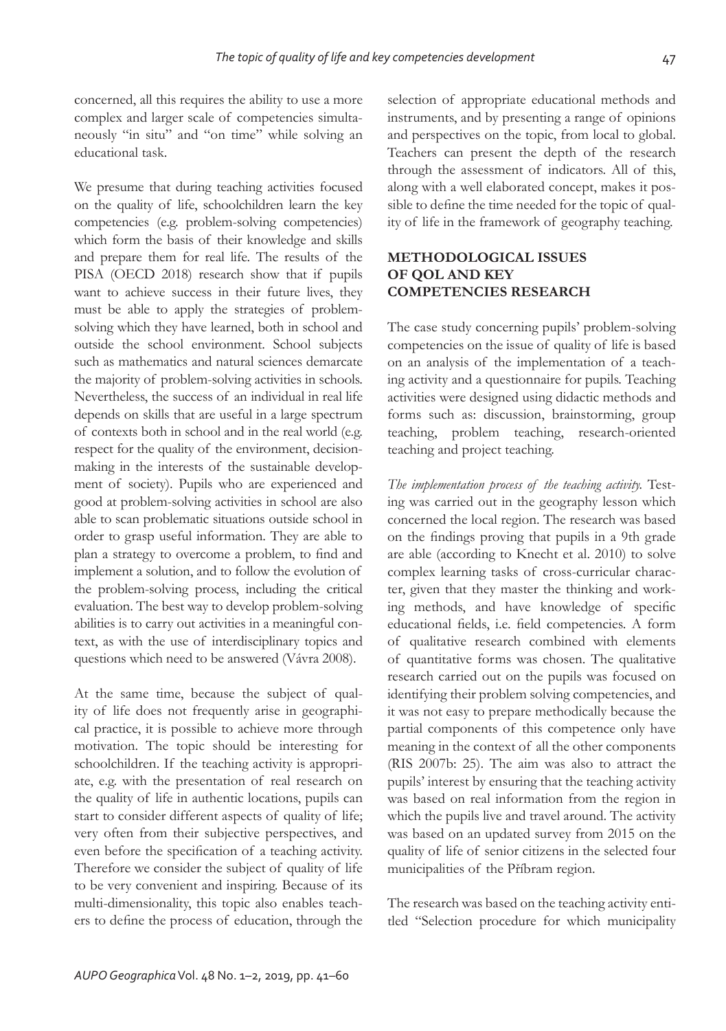concerned, all this requires the ability to use a more complex and larger scale of competencies simultaneously "in situ" and "on time" while solving an educational task.

We presume that during teaching activities focused on the quality of life, schoolchildren learn the key competencies (e.g. problem-solving competencies) which form the basis of their knowledge and skills and prepare them for real life. The results of the PISA (OECD 2018) research show that if pupils want to achieve success in their future lives, they must be able to apply the strategies of problem-solving which they have learned, both in school and outside the school environment. School subjects such as mathematics and natural sciences demarcate the majority of problem-solving activities in schools. Nevertheless, the success of an individual in real life depends on skills that are useful in a large spectrum of contexts both in school and in the real world (e.g. respect for the quality of the environment, decision-making in the interests of the sustainable development of society). Pupils who are experienced and good at problem-solving activities in school are also able to scan problematic situations outside school in order to grasp useful information. They are able to plan a strategy to overcome a problem, to find and implement a solution, and to follow the evolution of the problem-solving process, including the critical evaluation. The best way to develop problem-solving abilities is to carry out activities in a meaningful context, as with the use of interdisciplinary topics and questions which need to be answered (Vávra 2008).

At the same time, because the subject of quality of life does not frequently arise in geographical practice, it is possible to achieve more through motivation. The topic should be interesting for schoolchildren. If the teaching activity is appropriate, e.g. with the presentation of real research on the quality of life in authentic locations, pupils can start to consider different aspects of quality of life; very often from their subjective perspectives, and even before the specification of a teaching activity. Therefore we consider the subject of quality of life to be very convenient and inspiring. Because of its multi-dimensionality, this topic also enables teachers to define the process of education, through the selection of appropriate educational methods and instruments, and by presenting a range of opinions and perspectives on the topic, from local to global. Teachers can present the depth of the research through the assessment of indicators. All of this, along with a well elaborated concept, makes it possible to define the time needed for the topic of quality of life in the framework of geography teaching.

## METHODOLOGICAL ISSUES OF QOL AND KEY COMPETENCIES RESEARCH

The case study concerning pupils' problem-solving competencies on the issue of quality of life is based on an analysis of the implementation of a teaching activity and a questionnaire for pupils. Teaching activities were designed using didactic methods and forms such as: discussion, brainstorming, group teaching, problem teaching, research-oriented teaching and project teaching.

*The implementation process of the teaching activity.* Testing was carried out in the geography lesson which concerned the local region. The research was based on the findings proving that pupils in a 9th grade are able (according to Knecht et al. 2010) to solve complex learning tasks of cross-curricular character, given that they master the thinking and working methods, and have knowledge of specific educational fields, i.e. field competencies. A form of qualitative research combined with elements of quantitative forms was chosen. The qualitative research carried out on the pupils was focused on identifying their problem solving competencies, and it was not easy to prepare methodically because the partial components of this competence only have meaning in the context of all the other components (RIS 2007b: 25). The aim was also to attract the pupils' interest by ensuring that the teaching activity was based on real information from the region in which the pupils live and travel around. The activity was based on an updated survey from 2015 on the quality of life of senior citizens in the selected four municipalities of the Příbram region.

The research was based on the teaching activity entitled "Selection procedure for which municipality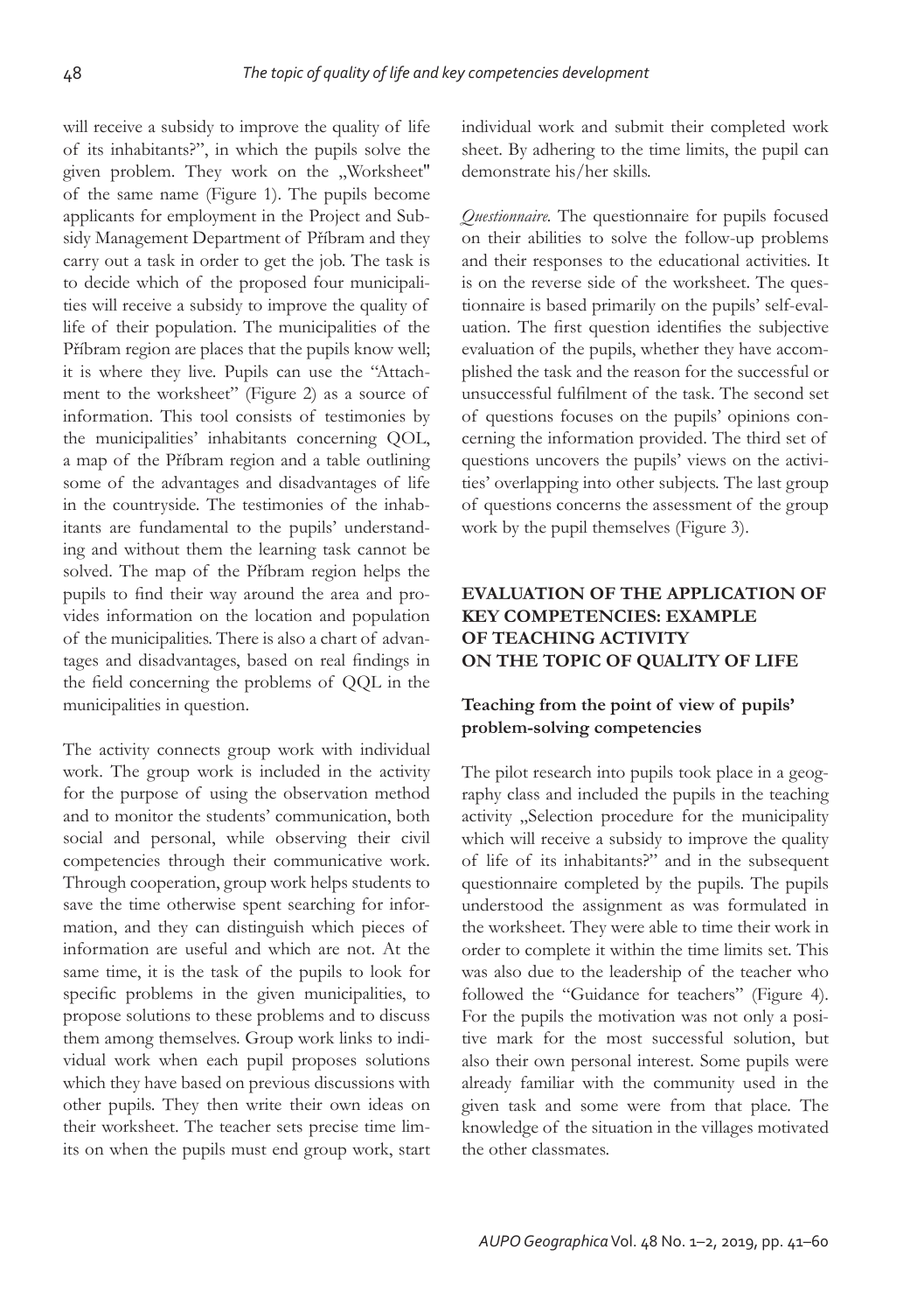will receive a subsidy to improve the quality of life of its inhabitants?", in which the pupils solve the given problem. They work on the „Worksheet" of the same name (Figure 1). The pupils become applicants for employment in the Project and Subsidy Management Department of Příbram and they carry out a task in order to get the job. The task is to decide which of the proposed four municipalities will receive a subsidy to improve the quality of life of their population. The municipalities of the Příbram region are places that the pupils know well; it is where they live. Pupils can use the "Attachment to the worksheet" (Figure 2) as a source of information. This tool consists of testimonies by the municipalities' inhabitants concerning QOL, a map of the Příbram region and a table outlining some of the advantages and disadvantages of life in the countryside. The testimonies of the inhabitants are fundamental to the pupils' understanding and without them the learning task cannot be solved. The map of the Příbram region helps the pupils to find their way around the area and provides information on the location and population of the municipalities. There is also a chart of advantages and disadvantages, based on real findings in the field concerning the problems of QQL in the municipalities in question.

The activity connects group work with individual work. The group work is included in the activity for the purpose of using the observation method and to monitor the students' communication, both social and personal, while observing their civil competencies through their communicative work. Through cooperation, group work helps students to save the time otherwise spent searching for information, and they can distinguish which pieces of information are useful and which are not. At the same time, it is the task of the pupils to look for specific problems in the given municipalities, to propose solutions to these problems and to discuss them among themselves. Group work links to individual work when each pupil proposes solutions which they have based on previous discussions with other pupils. They then write their own ideas on their worksheet. The teacher sets precise time limits on when the pupils must end group work, start individual work and submit their completed work sheet. By adhering to the time limits, the pupil can demonstrate his/her skills.

*Questionnaire.* The questionnaire for pupils focused on their abilities to solve the follow-up problems and their responses to the educational activities. It is on the reverse side of the worksheet. The questionnaire is based primarily on the pupils' self-evaluation. The first question identifies the subjective evaluation of the pupils, whether they have accomplished the task and the reason for the successful or unsuccessful fulfilment of the task. The second set of questions focuses on the pupils' opinions concerning the information provided. The third set of questions uncovers the pupils' views on the activities' overlapping into other subjects. The last group of questions concerns the assessment of the group work by the pupil themselves (Figure 3).

## EVALUATION OF THE APPLICATION OF KEY COMPETENCIES: EXAMPLE OF TEACHING ACTIVITY ON THE TOPIC OF QUALITY OF LIFE

### Teaching from the point of view of pupils' problem-solving competencies

The pilot research into pupils took place in a geography class and included the pupils in the teaching activity „Selection procedure for the municipality which will receive a subsidy to improve the quality of life of its inhabitants?" and in the subsequent questionnaire completed by the pupils. The pupils understood the assignment as was formulated in the worksheet. They were able to time their work in order to complete it within the time limits set. This was also due to the leadership of the teacher who followed the "Guidance for teachers" (Figure 4). For the pupils the motivation was not only a positive mark for the most successful solution, but also their own personal interest. Some pupils were already familiar with the community used in the given task and some were from that place. The knowledge of the situation in the villages motivated the other classmates.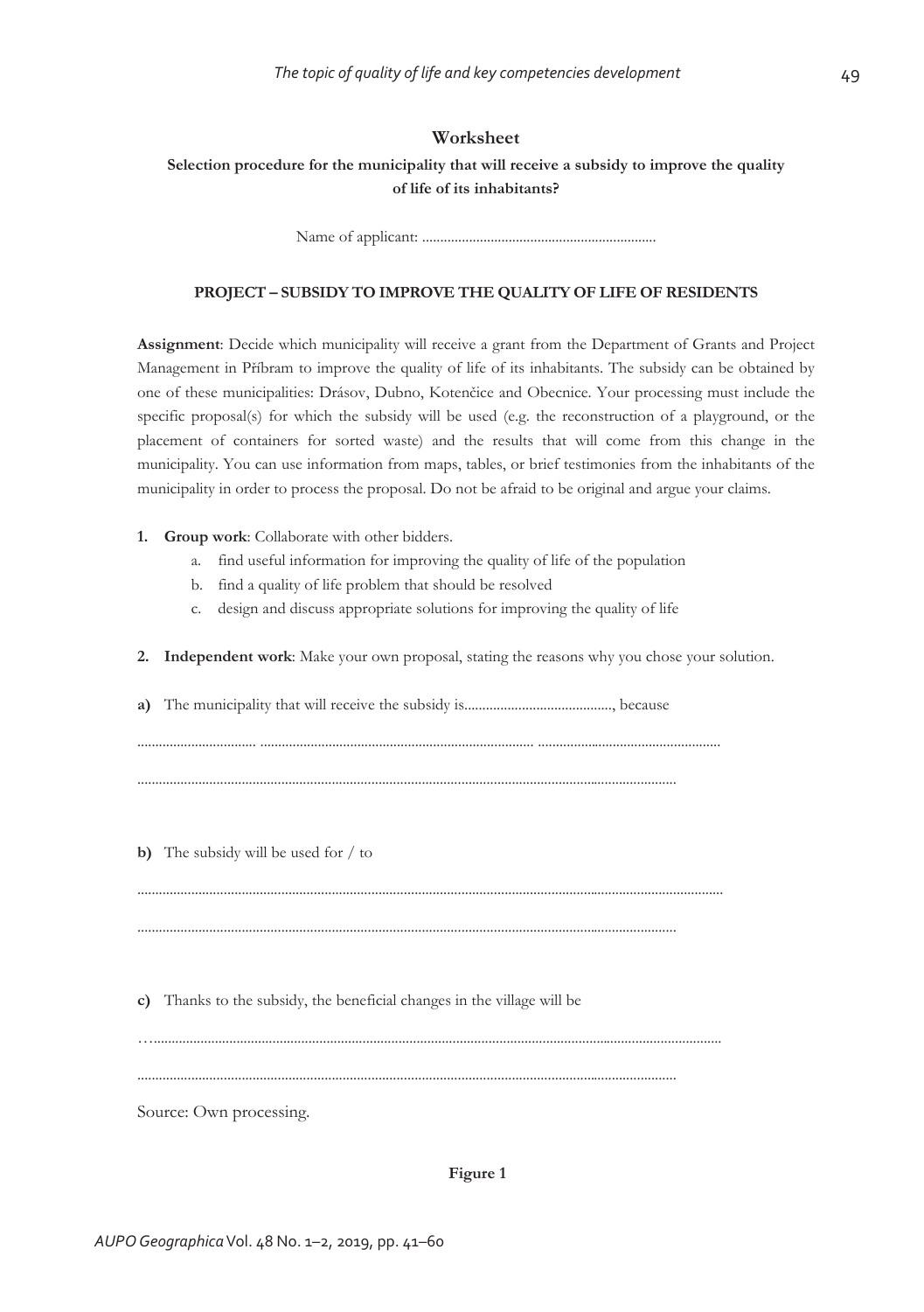## Worksheet

**Selection procedure for the municipality that will receive a subsidy to improve the quality of life of its inhabitants?**

Name of applicant: ................................................................

**PROJECT – SUBSIDY TO IMPROVE THE QUALITY OF LIFE OF RESIDENTS**

**Assignment**: Decide which municipality will receive a grant from the Department of Grants and Project Management in Příbram to improve the quality of life of its inhabitants. The subsidy can be obtained by one of these municipalities: Drásov, Dubno, Kotenčice and Obecnice. Your processing must include the specific proposal(s) for which the subsidy will be used (e.g. the reconstruction of a playground, or the placement of containers for sorted waste) and the results that will come from this change in the municipality. You can use information from maps, tables, or brief testimonies from the inhabitants of the municipality in order to process the proposal. Do not be afraid to be original and argue your claims.

1. **Group work**: Collaborate with other bidders.
   a. find useful information for improving the quality of life of the population
   b. find a quality of life problem that should be resolved
   c. design and discuss appropriate solutions for improving the quality of life

2. **Independent work**: Make your own proposal, stating the reasons why you chose your solution.

**a)** The municipality that will receive the subsidy is........................................., because

................................. ............................................................................. ..................................................

....................................................................................................................................................

**b)** The subsidy will be used for / to

.................................................................................................................................................................

....................................................................................................................................................

**c)** Thanks to the subsidy, the beneficial changes in the village will be

…...........................................................................................................................................................

....................................................................................................................................................

Source: Own processing.

**Figure 1**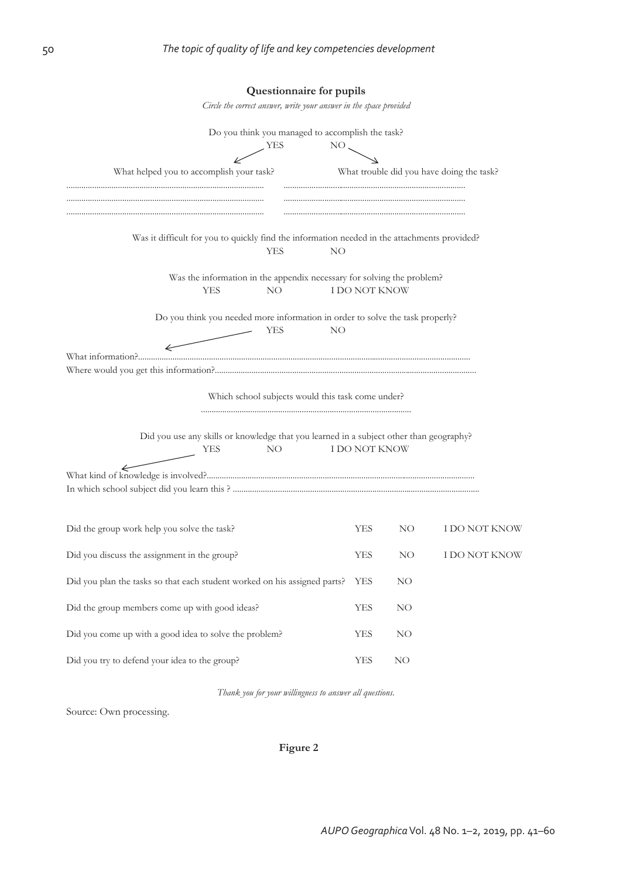**Questionnaire for pupils**

*Circle the correct answer, write your answer in the space provided*

Do you think you managed to accomplish the task?

YES NO

What helped you to accomplish your task?
..........................................................................................
..........................................................................................
..........................................................................................

What trouble did you have doing the task?
..........................................................................................
..........................................................................................
..........................................................................................

Was it difficult for you to quickly find the information needed in the attachments provided?

YES NO

Was the information in the appendix necessary for solving the problem?

YES NO I DO NOT KNOW

Do you think you needed more information in order to solve the task properly?

YES NO

What information?..........................................................................................................................................................

Where would you get this information?.........................................................................................................................

Which school subjects would this task come under?

..................................................................................................

Did you use any skills or knowledge that you learned in a subject other than geography?

YES NO I DO NOT KNOW

What kind of knowledge is involved?............................................................................................................................

In which school subject did you learn this ? ..................................................................................................................

| | | | |
|---|---|---|---|
| Did the group work help you solve the task? | YES | NO | I DO NOT KNOW |
| Did you discuss the assignment in the group? | YES | NO | I DO NOT KNOW |
| Did you plan the tasks so that each student worked on his assigned parts? | YES | NO | |
| Did the group members come up with good ideas? | YES | NO | |
| Did you come up with a good idea to solve the problem? | YES | NO | |
| Did you try to defend your idea to the group? | YES | NO | |

*Thank you for your willingness to answer all questions.*

Source: Own processing.

**Figure 2**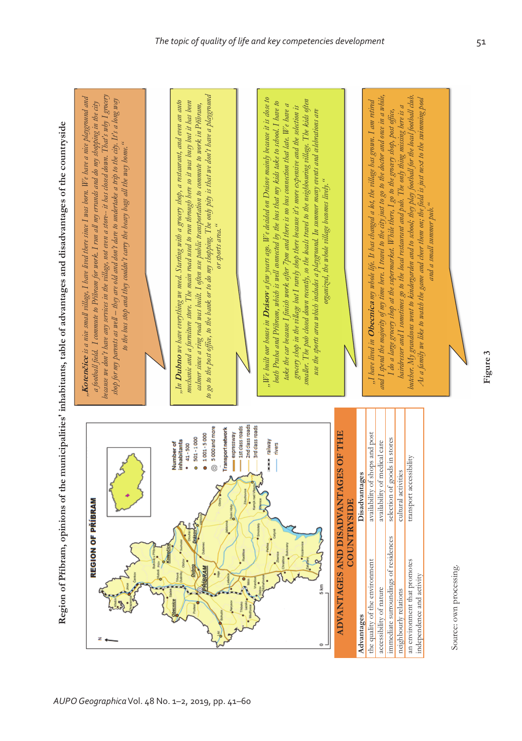## Region of Příbram, opinions of the municipalities' inhabitants, table of advantages and disadvantages of the countryside

„***Kotenčice*** *is a nice small village, I have lived there since I was born. We have a nice playground and a football field. I commute to Příbram for work. I run all my errands and do my shopping in the city because we don't have any services in the village, not even a store– it has closed down. That's why I grocery shop for my parents as well – they are old and don't dare to undertake a trip to the city. It's a long way to the bus stop and they couldn't carry the heavy bags all the way home.*"

„*In* ***Dubno*** *we have everything we need. Starting with a grocery shop, a restaurant, and even an auto mechanic and a furniture store. The main road used to run through here so it was busy but it has been calmer since a ring road was built. I often use public transportation to commute to work in Příbram, to go to the post office, to the bank or to do my shopping. The only pity is that we don't have a playground or sports area.*"

„*We built our house in* ***Drásov*** *a few years ago. We decided on Drásov mainly because it is close to both Praha and Příbram, which is well connected by the bus that my kids take to school. I have to take the car because I finish work after 7pm and there is no bus connection that late. We have a grocery shop in the village but I rarely shop there because it's more expensive and the selection is smaller. The pub closed down recently, so the locals travel to the neighbouring village. The kids often use the sports area which includes a playground. In summer many events and celebrations are organized, the whole village becomes lively.*"

„*I have lived in* ***Obecnica*** *my whole life. It has changed a lot, the village has grown. I am retired and I spend the majority of my time here. I travel to the city just to go to the doctor and once in a while, I do a large grocery shop at the supermarket. While there, I go to the grocery shop, post office, hairdresser and I sometimes go to the local restaurant and pub. The only thing missing here is a butcher. My grandsons went to kindergarten and to school; they play football for the local football club. As a family we like to watch the game and cheer them on; the field is just next to the swimming pool and a small summer pub.*"

**ADVANTAGES AND DISADVANTAGES OF THE COUNTRYSIDE**

| Advantages | Disadvantages |
|---|---|
| the quality of the environment | availability of shops and post |
| accessibility of nature | availability of medical care |
| immediate surroundings of residences | selection of goods in stores |
| neighbourly relations | cultural activities |
| an environment that promotes independence and activity | transport accessibility |

Source: own processing.

Figure 3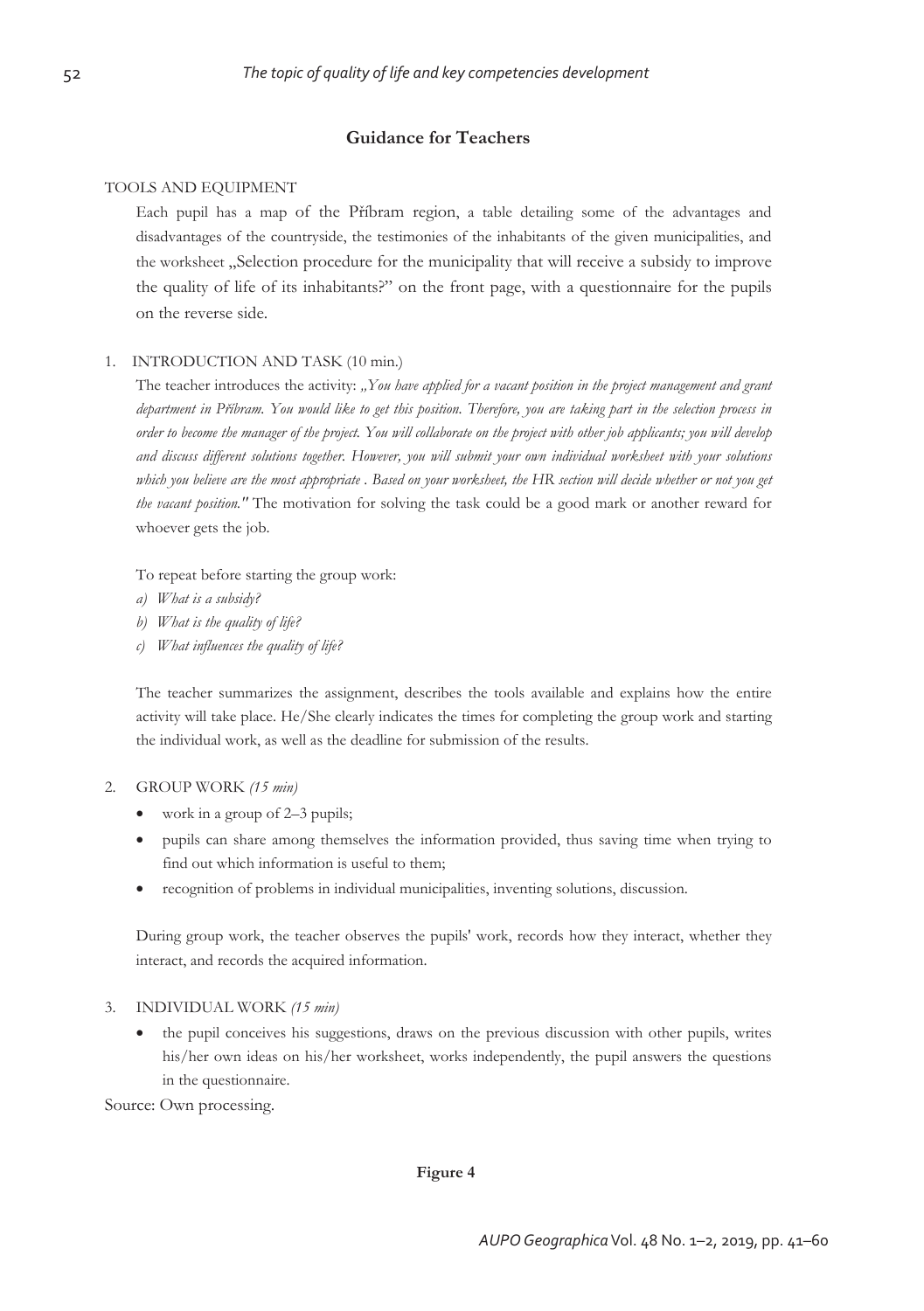## Guidance for Teachers

TOOLS AND EQUIPMENT

Each pupil has a map of the Příbram region, a table detailing some of the advantages and disadvantages of the countryside, the testimonies of the inhabitants of the given municipalities, and the worksheet „Selection procedure for the municipality that will receive a subsidy to improve the quality of life of its inhabitants?" on the front page, with a questionnaire for the pupils on the reverse side.

1. INTRODUCTION AND TASK (10 min.)

The teacher introduces the activity: *„You have applied for a vacant position in the project management and grant department in Příbram. You would like to get this position. Therefore, you are taking part in the selection process in order to become the manager of the project. You will collaborate on the project with other job applicants; you will develop and discuss different solutions together. However, you will submit your own individual worksheet with your solutions which you believe are the most appropriate . Based on your worksheet, the HR section will decide whether or not you get the vacant position."* The motivation for solving the task could be a good mark or another reward for whoever gets the job.

To repeat before starting the group work:

*a) What is a subsidy?*
*b) What is the quality of life?*
*c) What influences the quality of life?*

The teacher summarizes the assignment, describes the tools available and explains how the entire activity will take place. He/She clearly indicates the times for completing the group work and starting the individual work, as well as the deadline for submission of the results.

2. GROUP WORK *(15 min)*

- work in a group of 2–3 pupils;
- pupils can share among themselves the information provided, thus saving time when trying to find out which information is useful to them;
- recognition of problems in individual municipalities, inventing solutions, discussion.

During group work, the teacher observes the pupils' work, records how they interact, whether they interact, and records the acquired information.

3. INDIVIDUAL WORK *(15 min)*

- the pupil conceives his suggestions, draws on the previous discussion with other pupils, writes his/her own ideas on his/her worksheet, works independently, the pupil answers the questions in the questionnaire.

Source: Own processing.

**Figure 4**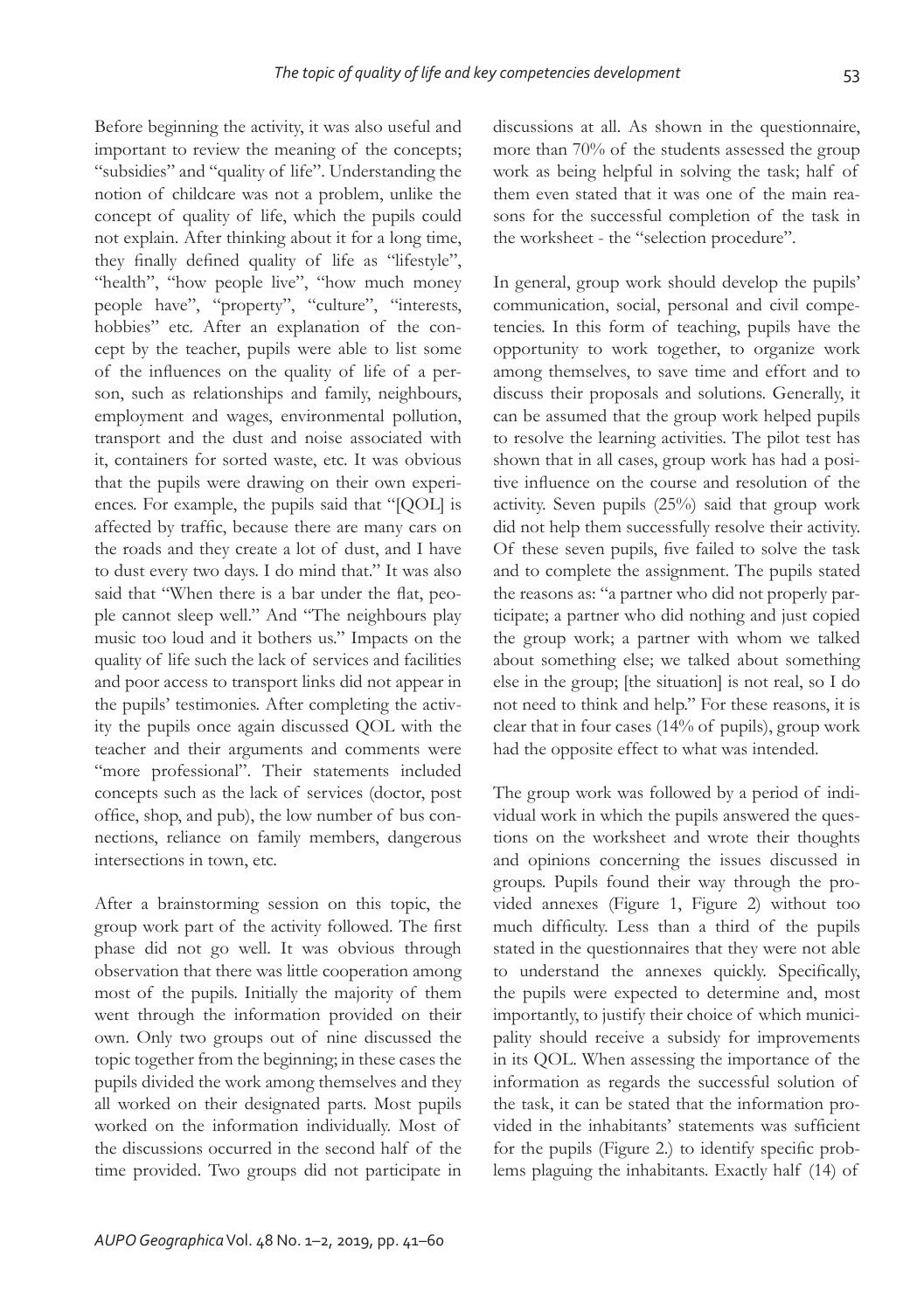Before beginning the activity, it was also useful and important to review the meaning of the concepts; "subsidies" and "quality of life". Understanding the notion of childcare was not a problem, unlike the concept of quality of life, which the pupils could not explain. After thinking about it for a long time, they finally defined quality of life as "lifestyle", "health", "how people live", "how much money people have", "property", "culture", "interests, hobbies" etc. After an explanation of the concept by the teacher, pupils were able to list some of the influences on the quality of life of a person, such as relationships and family, neighbours, employment and wages, environmental pollution, transport and the dust and noise associated with it, containers for sorted waste, etc. It was obvious that the pupils were drawing on their own experiences. For example, the pupils said that "[QOL] is affected by traffic, because there are many cars on the roads and they create a lot of dust, and I have to dust every two days. I do mind that." It was also said that "When there is a bar under the flat, people cannot sleep well." And "The neighbours play music too loud and it bothers us." Impacts on the quality of life such the lack of services and facilities and poor access to transport links did not appear in the pupils' testimonies. After completing the activity the pupils once again discussed QOL with the teacher and their arguments and comments were "more professional". Their statements included concepts such as the lack of services (doctor, post office, shop, and pub), the low number of bus connections, reliance on family members, dangerous intersections in town, etc.

After a brainstorming session on this topic, the group work part of the activity followed. The first phase did not go well. It was obvious through observation that there was little cooperation among most of the pupils. Initially the majority of them went through the information provided on their own. Only two groups out of nine discussed the topic together from the beginning; in these cases the pupils divided the work among themselves and they all worked on their designated parts. Most pupils worked on the information individually. Most of the discussions occurred in the second half of the time provided. Two groups did not participate in discussions at all. As shown in the questionnaire, more than 70% of the students assessed the group work as being helpful in solving the task; half of them even stated that it was one of the main reasons for the successful completion of the task in the worksheet - the "selection procedure".

In general, group work should develop the pupils' communication, social, personal and civil competencies. In this form of teaching, pupils have the opportunity to work together, to organize work among themselves, to save time and effort and to discuss their proposals and solutions. Generally, it can be assumed that the group work helped pupils to resolve the learning activities. The pilot test has shown that in all cases, group work has had a positive influence on the course and resolution of the activity. Seven pupils (25%) said that group work did not help them successfully resolve their activity. Of these seven pupils, five failed to solve the task and to complete the assignment. The pupils stated the reasons as: "a partner who did not properly participate; a partner who did nothing and just copied the group work; a partner with whom we talked about something else; we talked about something else in the group; [the situation] is not real, so I do not need to think and help." For these reasons, it is clear that in four cases (14% of pupils), group work had the opposite effect to what was intended.

The group work was followed by a period of individual work in which the pupils answered the questions on the worksheet and wrote their thoughts and opinions concerning the issues discussed in groups. Pupils found their way through the provided annexes (Figure 1, Figure 2) without too much difficulty. Less than a third of the pupils stated in the questionnaires that they were not able to understand the annexes quickly. Specifically, the pupils were expected to determine and, most importantly, to justify their choice of which municipality should receive a subsidy for improvements in its QOL. When assessing the importance of the information as regards the successful solution of the task, it can be stated that the information provided in the inhabitants' statements was sufficient for the pupils (Figure 2.) to identify specific problems plaguing the inhabitants. Exactly half (14) of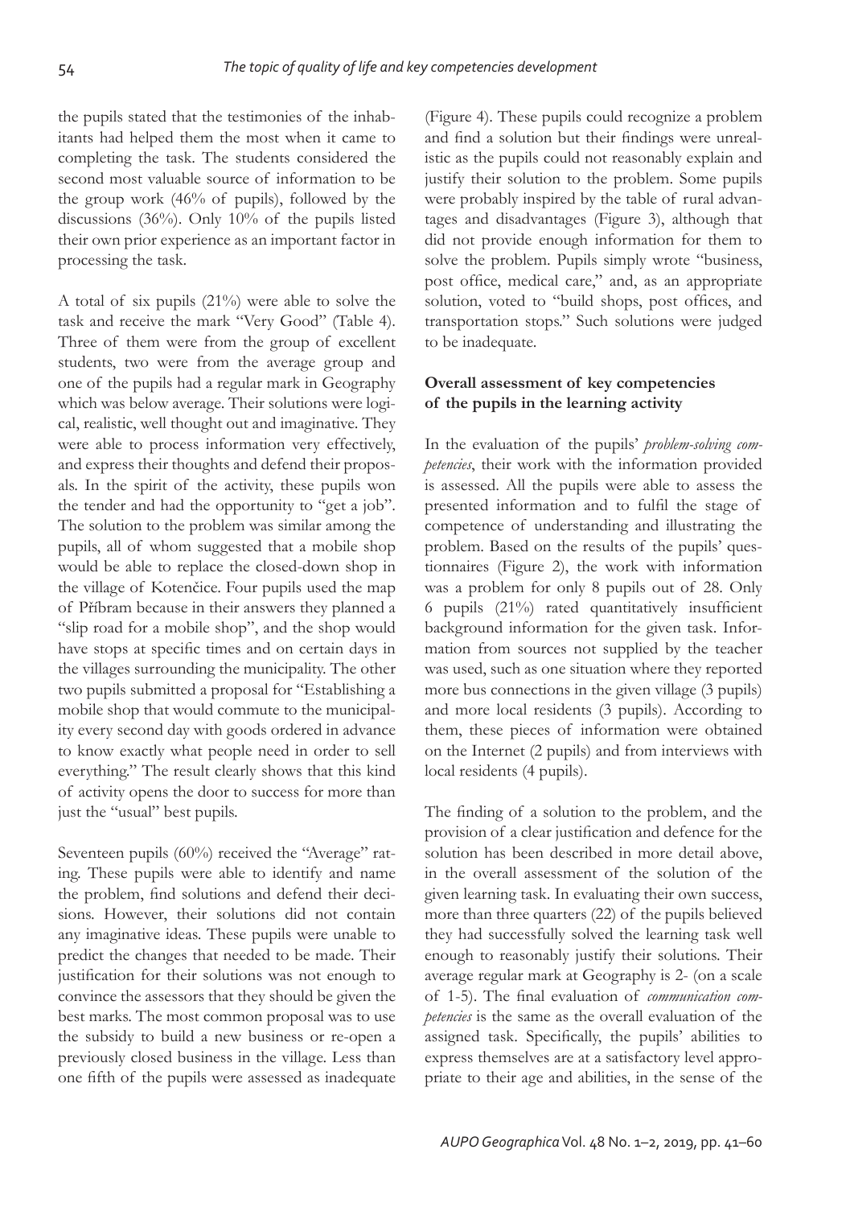the pupils stated that the testimonies of the inhabitants had helped them the most when it came to completing the task. The students considered the second most valuable source of information to be the group work (46% of pupils), followed by the discussions (36%). Only 10% of the pupils listed their own prior experience as an important factor in processing the task.

A total of six pupils (21%) were able to solve the task and receive the mark "Very Good" (Table 4). Three of them were from the group of excellent students, two were from the average group and one of the pupils had a regular mark in Geography which was below average. Their solutions were logical, realistic, well thought out and imaginative. They were able to process information very effectively, and express their thoughts and defend their proposals. In the spirit of the activity, these pupils won the tender and had the opportunity to "get a job". The solution to the problem was similar among the pupils, all of whom suggested that a mobile shop would be able to replace the closed-down shop in the village of Kotenčice. Four pupils used the map of Příbram because in their answers they planned a "slip road for a mobile shop", and the shop would have stops at specific times and on certain days in the villages surrounding the municipality. The other two pupils submitted a proposal for "Establishing a mobile shop that would commute to the municipality every second day with goods ordered in advance to know exactly what people need in order to sell everything." The result clearly shows that this kind of activity opens the door to success for more than just the "usual" best pupils.

Seventeen pupils (60%) received the "Average" rating. These pupils were able to identify and name the problem, find solutions and defend their decisions. However, their solutions did not contain any imaginative ideas. These pupils were unable to predict the changes that needed to be made. Their justification for their solutions was not enough to convince the assessors that they should be given the best marks. The most common proposal was to use the subsidy to build a new business or re-open a previously closed business in the village. Less than one fifth of the pupils were assessed as inadequate (Figure 4). These pupils could recognize a problem and find a solution but their findings were unrealistic as the pupils could not reasonably explain and justify their solution to the problem. Some pupils were probably inspired by the table of rural advantages and disadvantages (Figure 3), although that did not provide enough information for them to solve the problem. Pupils simply wrote "business, post office, medical care," and, as an appropriate solution, voted to "build shops, post offices, and transportation stops." Such solutions were judged to be inadequate.

**Overall assessment of key competencies of the pupils in the learning activity**

In the evaluation of the pupils' *problem-solving competencies*, their work with the information provided is assessed. All the pupils were able to assess the presented information and to fulfil the stage of competence of understanding and illustrating the problem. Based on the results of the pupils' questionnaires (Figure 2), the work with information was a problem for only 8 pupils out of 28. Only 6 pupils (21%) rated quantitatively insufficient background information for the given task. Information from sources not supplied by the teacher was used, such as one situation where they reported more bus connections in the given village (3 pupils) and more local residents (3 pupils). According to them, these pieces of information were obtained on the Internet (2 pupils) and from interviews with local residents (4 pupils).

The finding of a solution to the problem, and the provision of a clear justification and defence for the solution has been described in more detail above, in the overall assessment of the solution of the given learning task. In evaluating their own success, more than three quarters (22) of the pupils believed they had successfully solved the learning task well enough to reasonably justify their solutions. Their average regular mark at Geography is 2- (on a scale of 1-5). The final evaluation of *communication competencies* is the same as the overall evaluation of the assigned task. Specifically, the pupils' abilities to express themselves are at a satisfactory level appropriate to their age and abilities, in the sense of the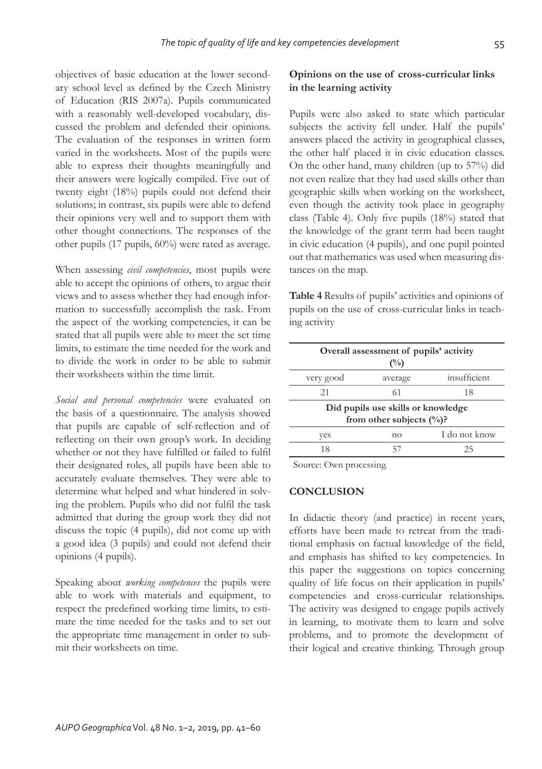objectives of basic education at the lower secondary school level as defined by the Czech Ministry of Education (RIS 2007a). Pupils communicated with a reasonably well-developed vocabulary, discussed the problem and defended their opinions. The evaluation of the responses in written form varied in the worksheets. Most of the pupils were able to express their thoughts meaningfully and their answers were logically compiled. Five out of twenty eight (18%) pupils could not defend their solutions; in contrast, six pupils were able to defend their opinions very well and to support them with other thought connections. The responses of the other pupils (17 pupils, 60%) were rated as average.

When assessing *civil competencies*, most pupils were able to accept the opinions of others, to argue their views and to assess whether they had enough information to successfully accomplish the task. From the aspect of the working competencies, it can be stated that all pupils were able to meet the set time limits, to estimate the time needed for the work and to divide the work in order to be able to submit their worksheets within the time limit.

*Social and personal competencies* were evaluated on the basis of a questionnaire. The analysis showed that pupils are capable of self-reflection and of reflecting on their own group's work. In deciding whether or not they have fulfilled or failed to fulfil their designated roles, all pupils have been able to accurately evaluate themselves. They were able to determine what helped and what hindered in solving the problem. Pupils who did not fulfil the task admitted that during the group work they did not discuss the topic (4 pupils), did not come up with a good idea (3 pupils) and could not defend their opinions (4 pupils).

Speaking about *working competences* the pupils were able to work with materials and equipment, to respect the predefined working time limits, to estimate the time needed for the tasks and to set out the appropriate time management in order to submit their worksheets on time.

**Opinions on the use of cross-curricular links in the learning activity**

Pupils were also asked to state which particular subjects the activity fell under. Half the pupils' answers placed the activity in geographical classes, the other half placed it in civic education classes. On the other hand, many children (up to 57%) did not even realize that they had used skills other than geographic skills when working on the worksheet, even though the activity took place in geography class (Table 4). Only five pupils (18%) stated that the knowledge of the grant term had been taught in civic education (4 pupils), and one pupil pointed out that mathematics was used when measuring distances on the map.

**Table 4** Results of pupils' activities and opinions of pupils on the use of cross-curricular links in teaching activity

| **Overall assessment of pupils' activity (%)** | | |
|---|---|---|
| very good | average | insufficient |
| 21 | 61 | 18 |
| **Did pupils use skills or knowledge from other subjects (%)?** | | |
| yes | no | I do not know |
| 18 | 57 | 25 |

Source: Own processing.

## CONCLUSION

In didactic theory (and practice) in recent years, efforts have been made to retreat from the traditional emphasis on factual knowledge of the field, and emphasis has shifted to key competencies. In this paper the suggestions on topics concerning quality of life focus on their application in pupils' competencies and cross-curricular relationships. The activity was designed to engage pupils actively in learning, to motivate them to learn and solve problems, and to promote the development of their logical and creative thinking. Through group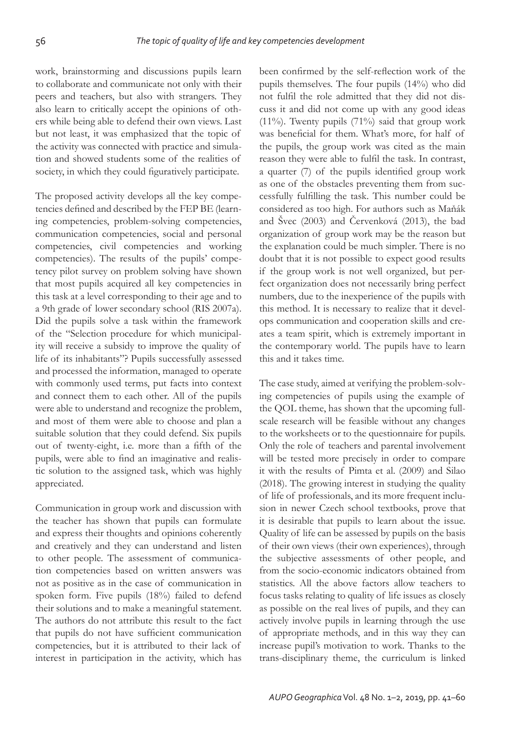work, brainstorming and discussions pupils learn to collaborate and communicate not only with their peers and teachers, but also with strangers. They also learn to critically accept the opinions of others while being able to defend their own views. Last but not least, it was emphasized that the topic of the activity was connected with practice and simulation and showed students some of the realities of society, in which they could figuratively participate.

The proposed activity develops all the key competencies defined and described by the FEP BE (learning competencies, problem-solving competencies, communication competencies, social and personal competencies, civil competencies and working competencies). The results of the pupils' competency pilot survey on problem solving have shown that most pupils acquired all key competencies in this task at a level corresponding to their age and to a 9th grade of lower secondary school (RIS 2007a). Did the pupils solve a task within the framework of the "Selection procedure for which municipality will receive a subsidy to improve the quality of life of its inhabitants"? Pupils successfully assessed and processed the information, managed to operate with commonly used terms, put facts into context and connect them to each other. All of the pupils were able to understand and recognize the problem, and most of them were able to choose and plan a suitable solution that they could defend. Six pupils out of twenty-eight, i.e. more than a fifth of the pupils, were able to find an imaginative and realistic solution to the assigned task, which was highly appreciated.

Communication in group work and discussion with the teacher has shown that pupils can formulate and express their thoughts and opinions coherently and creatively and they can understand and listen to other people. The assessment of communication competencies based on written answers was not as positive as in the case of communication in spoken form. Five pupils (18%) failed to defend their solutions and to make a meaningful statement. The authors do not attribute this result to the fact that pupils do not have sufficient communication competencies, but it is attributed to their lack of interest in participation in the activity, which has been confirmed by the self-reflection work of the pupils themselves. The four pupils (14%) who did not fulfil the role admitted that they did not discuss it and did not come up with any good ideas (11%). Twenty pupils (71%) said that group work was beneficial for them. What's more, for half of the pupils, the group work was cited as the main reason they were able to fulfil the task. In contrast, a quarter (7) of the pupils identified group work as one of the obstacles preventing them from successfully fulfilling the task. This number could be considered as too high. For authors such as Maňák and Švec (2003) and Červenková (2013), the bad organization of group work may be the reason but the explanation could be much simpler. There is no doubt that it is not possible to expect good results if the group work is not well organized, but perfect organization does not necessarily bring perfect numbers, due to the inexperience of the pupils with this method. It is necessary to realize that it develops communication and cooperation skills and creates a team spirit, which is extremely important in the contemporary world. The pupils have to learn this and it takes time.

The case study, aimed at verifying the problem-solving competencies of pupils using the example of the QOL theme, has shown that the upcoming full-scale research will be feasible without any changes to the worksheets or to the questionnaire for pupils. Only the role of teachers and parental involvement will be tested more precisely in order to compare it with the results of Pimta et al. (2009) and Silao (2018). The growing interest in studying the quality of life of professionals, and its more frequent inclusion in newer Czech school textbooks, prove that it is desirable that pupils to learn about the issue. Quality of life can be assessed by pupils on the basis of their own views (their own experiences), through the subjective assessments of other people, and from the socio-economic indicators obtained from statistics. All the above factors allow teachers to focus tasks relating to quality of life issues as closely as possible on the real lives of pupils, and they can actively involve pupils in learning through the use of appropriate methods, and in this way they can increase pupil's motivation to work. Thanks to the trans-disciplinary theme, the curriculum is linked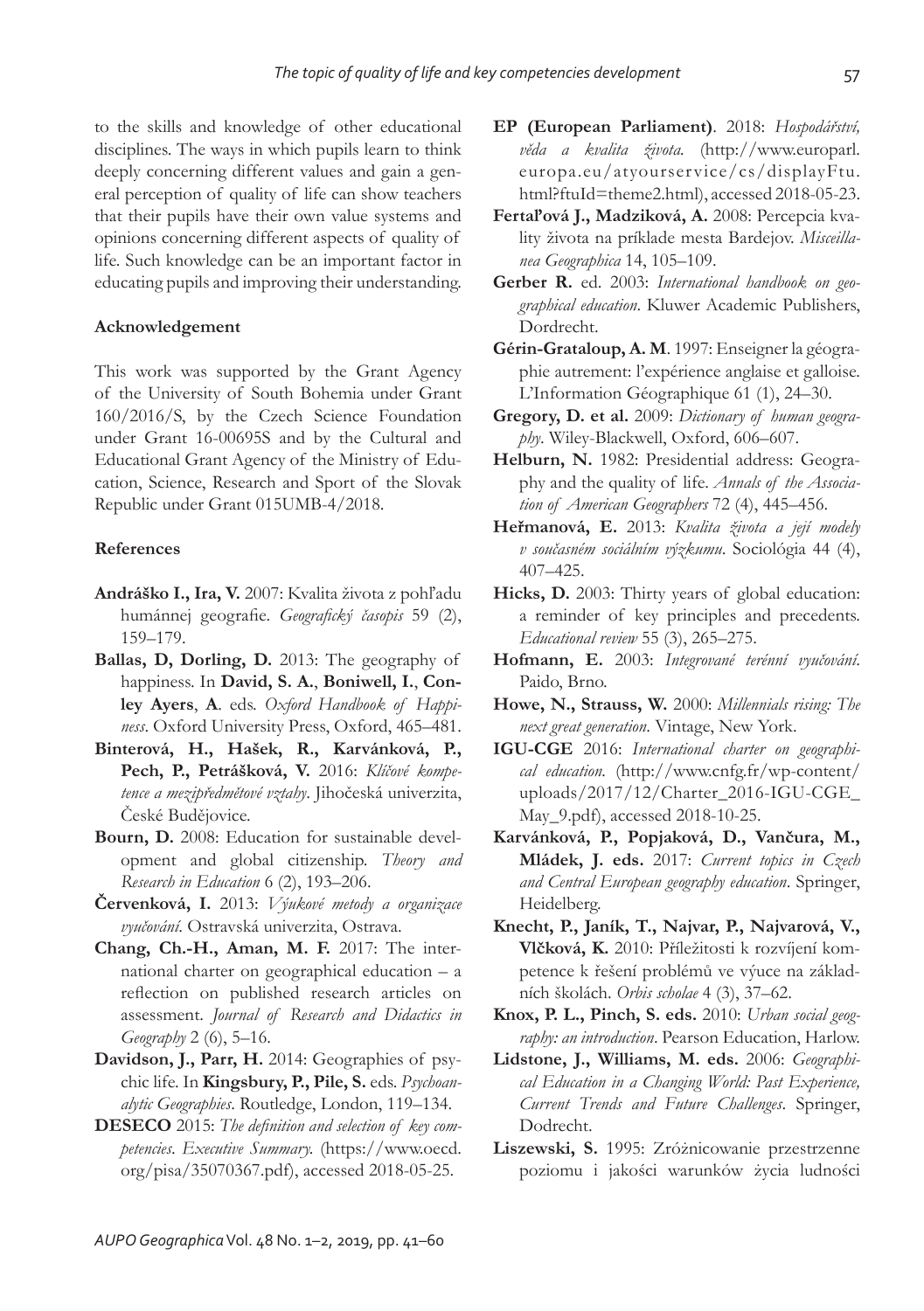to the skills and knowledge of other educational disciplines. The ways in which pupils learn to think deeply concerning different values and gain a general perception of quality of life can show teachers that their pupils have their own value systems and opinions concerning different aspects of quality of life. Such knowledge can be an important factor in educating pupils and improving their understanding.

#### Acknowledgement

This work was supported by the Grant Agency of the University of South Bohemia under Grant 160/2016/S, by the Czech Science Foundation under Grant 16-00695S and by the Cultural and Educational Grant Agency of the Ministry of Education, Science, Research and Sport of the Slovak Republic under Grant 015UMB-4/2018.

#### References

**Andráško I., Ira, V.** 2007: Kvalita života z pohľadu humánnej geografie. *Geografický časopis* 59 (2), 159–179.

**Ballas, D, Dorling, D.** 2013: The geography of happiness. In **David, S. A.**, **Boniwell, I.**, **Conley Ayers**, **A**. eds. *Oxford Handbook of Happiness*. Oxford University Press, Oxford, 465–481.

**Binterová, H., Hašek, R., Karvánková, P., Pech, P., Petrášková, V.** 2016: *Klíčové kompetence a mezipředmětové vztahy*. Jihočeská univerzita, České Budějovice.

**Bourn, D.** 2008: Education for sustainable development and global citizenship. *Theory and Research in Education* 6 (2), 193–206.

**Červenková, I.** 2013: *Výukové metody a organizace vyučování*. Ostravská univerzita, Ostrava.

**Chang, Ch.-H., Aman, M. F.** 2017: The international charter on geographical education – a reflection on published research articles on assessment. *Journal of Research and Didactics in Geography* 2 (6), 5–16.

**Davidson, J., Parr, H.** 2014: Geographies of psychic life. In **Kingsbury, P., Pile, S.** eds. *Psychoanalytic Geographies*. Routledge, London, 119–134.

**DESECO** 2015: *The definition and selection of key competencies. Executive Summary.* (https://www.oecd.org/pisa/35070367.pdf), accessed 2018-05-25.

**EP (European Parliament)**. 2018: *Hospodářství, věda a kvalita života.* (http://www.europarl.europa.eu/atyourservice/cs/displayFtu.html?ftuId=theme2.html), accessed 2018-05-23.

**Fertaľová J., Madziková, A.** 2008: Percepcia kvality života na príklade mesta Bardejov. *Miscellanea Geographica* 14, 105–109.

**Gerber R.** ed. 2003: *International handbook on geographical education*. Kluwer Academic Publishers, Dordrecht.

**Gérin-Grataloup, A. M**. 1997: Enseigner la géographie autrement: l'expérience anglaise et galloise. L'Information Géographique 61 (1), 24–30.

**Gregory, D. et al.** 2009: *Dictionary of human geography*. Wiley-Blackwell, Oxford, 606–607.

**Helburn, N.** 1982: Presidential address: Geography and the quality of life. *Annals of the Association of American Geographers* 72 (4), 445–456.

**Heřmanová, E.** 2013: *Kvalita života a její modely v současném sociálním výzkumu*. Sociológia 44 (4), 407–425.

**Hicks, D.** 2003: Thirty years of global education: a reminder of key principles and precedents. *Educational review* 55 (3), 265–275.

**Hofmann, E.** 2003: *Integrované terénní vyučování*. Paido, Brno.

**Howe, N., Strauss, W.** 2000: *Millennials rising: The next great generation*. Vintage, New York.

**IGU-CGE** 2016: *International charter on geographical education.* (http://www.cnfg.fr/wp-content/uploads/2017/12/Charter_2016-IGU-CGE_May_9.pdf), accessed 2018-10-25.

**Karvánková, P., Popjaková, D., Vančura, M., Mládek, J. eds.** 2017: *Current topics in Czech and Central European geography education*. Springer, Heidelberg.

**Knecht, P., Janík, T., Najvar, P., Najvarová, V., Vlčková, K.** 2010: Příležitosti k rozvíjení kompetence k řešení problémů ve výuce na základních školách. *Orbis scholae* 4 (3), 37–62.

**Knox, P. L., Pinch, S. eds.** 2010: *Urban social geography: an introduction*. Pearson Education, Harlow.

**Lidstone, J., Williams, M. eds.** 2006: *Geographical Education in a Changing World: Past Experience, Current Trends and Future Challenges*. Springer, Dodrecht.

**Liszewski, S.** 1995: Zróżnicowanie przestrzenne poziomu i jakości warunków życia ludności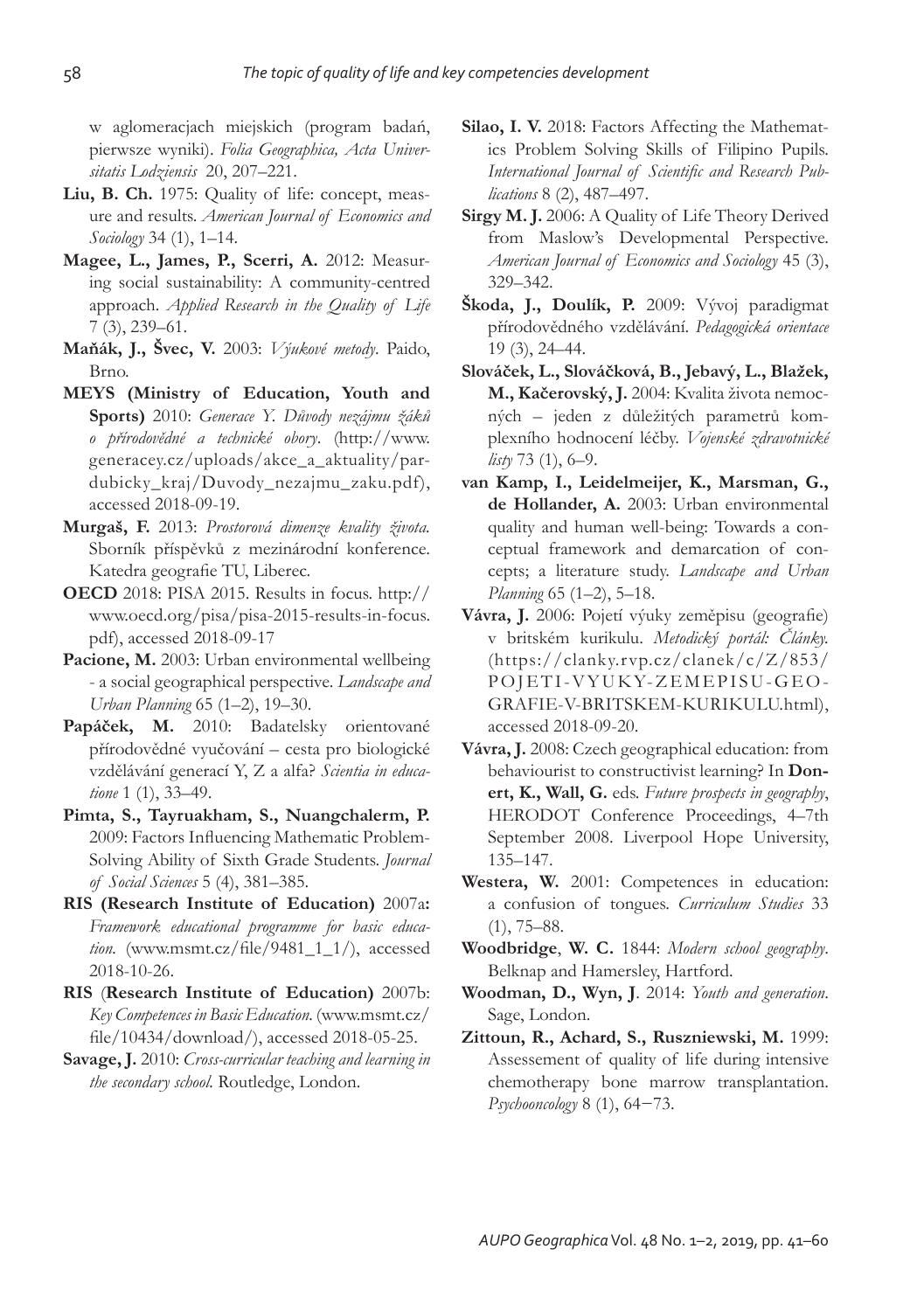w aglomeracjach miejskich (program badań, pierwsze wyniki). *Folia Geographica, Acta Universitatis Lodziensis* 20, 207–221.

**Liu, B. Ch.** 1975: Quality of life: concept, measure and results. *American Journal of Economics and Sociology* 34 (1), 1–14.

**Magee, L., James, P., Scerri, A.** 2012: Measuring social sustainability: A community-centred approach. *Applied Research in the Quality of Life* 7 (3), 239–61.

**Maňák, J., Švec, V.** 2003: *Výukové metody*. Paido, Brno.

**MEYS (Ministry of Education, Youth and Sports)** 2010: *Generace Y. Důvody nezájmu žáků o přírodovědné a technické obory*. (http://www.generacey.cz/uploads/akce_a_aktuality/pardubicky_kraj/Duvody_nezajmu_zaku.pdf), accessed 2018-09-19.

**Murgaš, F.** 2013: *Prostorová dimenze kvality života.* Sborník příspěvků z mezinárodní konference. Katedra geografie TU, Liberec.

**OECD** 2018: PISA 2015. Results in focus. http://www.oecd.org/pisa/pisa-2015-results-in-focus.pdf), accessed 2018-09-17

**Pacione, M.** 2003: Urban environmental wellbeing - a social geographical perspective. *Landscape and Urban Planning* 65 (1–2), 19–30.

**Papáček, M.** 2010: Badatelsky orientované přírodovědné vyučování – cesta pro biologické vzdělávání generací Y, Z a alfa? *Scientia in educatione* 1 (1), 33–49.

**Pimta, S., Tayruakham, S., Nuangchalerm, P.** 2009: Factors Influencing Mathematic Problem-Solving Ability of Sixth Grade Students. *Journal of Social Sciences* 5 (4), 381–385.

**RIS (Research Institute of Education)** 2007a: *Framework educational programme for basic education.* (www.msmt.cz/file/9481_1_1/), accessed 2018-10-26.

**RIS** (**Research Institute of Education)** 2007b: *Key Competences in Basic Education.* (www.msmt.cz/file/10434/download/), accessed 2018-05-25.

**Savage, J.** 2010: *Cross-curricular teaching and learning in the secondary school.* Routledge, London.

**Silao, I. V.** 2018: Factors Affecting the Mathematics Problem Solving Skills of Filipino Pupils. *International Journal of Scientific and Research Publications* 8 (2), 487–497.

**Sirgy M. J.** 2006: A Quality of Life Theory Derived from Maslow's Developmental Perspective. *American Journal of Economics and Sociology* 45 (3), 329–342.

**Škoda, J., Doulík, P.** 2009: Vývoj paradigmat přírodovědného vzdělávání. *Pedagogická orientace* 19 (3), 24–44.

**Slováček, L., Slováčková, B., Jebavý, L., Blažek, M., Kačerovský, J.** 2004: Kvalita života nemocných – jeden z důležitých parametrů komplexního hodnocení léčby. *Vojenské zdravotnické listy* 73 (1), 6–9.

**van Kamp, I., Leidelmeijer, K., Marsman, G., de Hollander, A.** 2003: Urban environmental quality and human well-being: Towards a conceptual framework and demarcation of concepts; a literature study. *Landscape and Urban Planning* 65 (1–2), 5–18.

**Vávra, J.** 2006: Pojetí výuky zeměpisu (geografie) v britském kurikulu. *Metodický portál: Články.* (https://clanky.rvp.cz/clanek/c/Z/853/POJETI-VYUKY-ZEMEPISU-GEOGRAFIE-V-BRITSKEM-KURIKULU.html), accessed 2018-09-20.

**Vávra, J.** 2008: Czech geographical education: from behaviourist to constructivist learning? In **Donert, K., Wall, G.** eds. *Future prospects in geography*, HERODOT Conference Proceedings, 4–7th September 2008. Liverpool Hope University, 135–147.

**Westera, W.** 2001: Competences in education: a confusion of tongues. *Curriculum Studies* 33 (1), 75–88.

**Woodbridge**, **W. C.** 1844: *Modern school geography*. Belknap and Hamersley, Hartford.

**Woodman, D., Wyn, J**. 2014: *Youth and generation*. Sage, London.

**Zittoun, R., Achard, S., Ruszniewski, M.** 1999: Assessement of quality of life during intensive chemotherapy bone marrow transplantation. *Psychooncology* 8 (1), 64−73.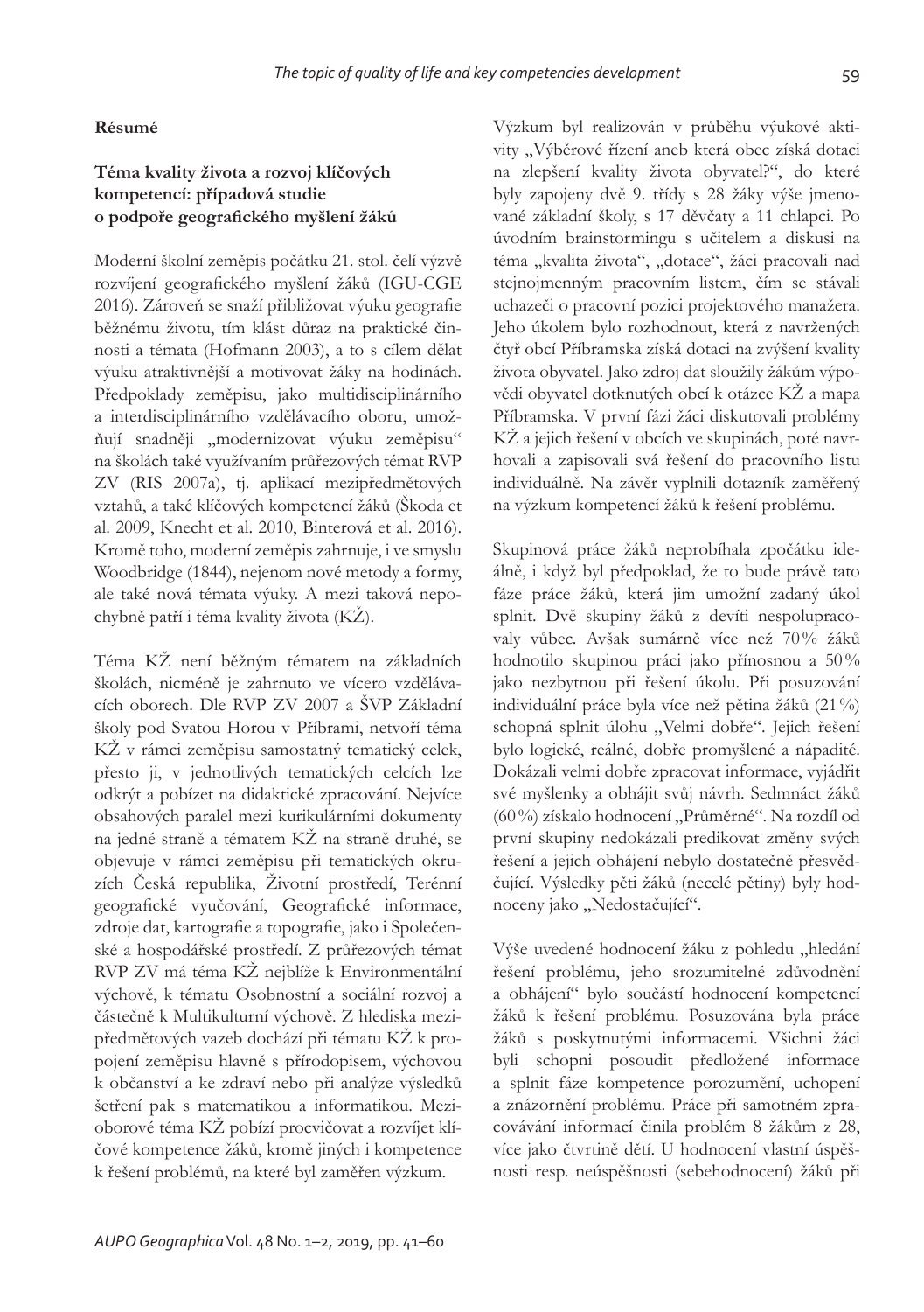**Résumé**

**Téma kvality života a rozvoj klíčových kompetencí: případová studie o podpoře geografického myšlení žáků**

Moderní školní zeměpis počátku 21. stol. čelí výzvě rozvíjení geografického myšlení žáků (IGU-CGE 2016). Zároveň se snaží přibližovat výuku geografie běžnému životu, tím klást důraz na praktické činnosti a témata (Hofmann 2003), a to s cílem dělat výuku atraktivnější a motivovat žáky na hodinách. Předpoklady zeměpisu, jako multidisciplinárního a interdisciplinárního vzdělávacího oboru, umožňují snadněji „modernizovat výuku zeměpisu" na školách také využíváním průřezových témat RVP ZV (RIS 2007a), tj. aplikací mezipředmětových vztahů, a také klíčových kompetencí žáků (Škoda et al. 2009, Knecht et al. 2010, Binterová et al. 2016). Kromě toho, moderní zeměpis zahrnuje, i ve smyslu Woodbridge (1844), nejenom nové metody a formy, ale také nová témata výuky. A mezi taková nepochybně patří i téma kvality života (KŽ).

Téma KŽ není běžným tématem na základních školách, nicméně je zahrnuto ve vícero vzdělávacích oborech. Dle RVP ZV 2007 a ŠVP Základní školy pod Svatou Horou v Příbrami, netvoří téma KŽ v rámci zeměpisu samostatný tematický celek, přesto ji, v jednotlivých tematických celcích lze odkrýt a pobízet na didaktické zpracování. Nejvíce obsahových paralel mezi kurikulárními dokumenty na jedné straně a tématem KŽ na straně druhé, se objevuje v rámci zeměpisu při tematických okruzích Česká republika, Životní prostředí, Terénní geografické vyučování, Geografické informace, zdroje dat, kartografie a topografie, jako i Společenské a hospodářské prostředí. Z průřezových témat RVP ZV má téma KŽ nejblíže k Environmentální výchově, k tématu Osobnostní a sociální rozvoj a částečně k Multikulturní výchově. Z hlediska mezipředmětových vazeb dochází při tématu KŽ k propojení zeměpisu hlavně s přírodopisem, výchovou k občanství a ke zdraví nebo při analýze výsledků šetření pak s matematikou a informatikou. Mezioborové téma KŽ pobízí procvičovat a rozvíjet klíčové kompetence žáků, kromě jiných i kompetence k řešení problémů, na které byl zaměřen výzkum.

Výzkum byl realizován v průběhu výukové aktivity „Výběrové řízení aneb která obec získá dotaci na zlepšení kvality života obyvatel?", do které byly zapojeny dvě 9. třídy s 28 žáky výše jmenované základní školy, s 17 děvčaty a 11 chlapci. Po úvodním brainstormingu s učitelem a diskusi na téma „kvalita života", „dotace", žáci pracovali nad stejnojmenným pracovním listem, čím se stávali uchazeči o pracovní pozici projektového manažera. Jeho úkolem bylo rozhodnout, která z navržených čtyř obcí Příbramska získá dotaci na zvýšení kvality života obyvatel. Jako zdroj dat sloužily žákům výpovědi obyvatel dotknutých obcí k otázce KŽ a mapa Příbramska. V první fázi žáci diskutovali problémy KŽ a jejich řešení v obcích ve skupinách, poté navrhovali a zapisovali svá řešení do pracovního listu individuálně. Na závěr vyplnili dotazník zaměřený na výzkum kompetencí žáků k řešení problému.

Skupinová práce žáků neprobíhala zpočátku ideálně, i když byl předpoklad, že to bude právě tato fáze práce žáků, která jim umožní zadaný úkol splnit. Dvě skupiny žáků z devíti nespolupracovaly vůbec. Avšak sumárně více než 70 % žáků hodnotilo skupinou práci jako přínosnou a 50 % jako nezbytnou při řešení úkolu. Při posuzování individuální práce byla více než pětina žáků (21 %) schopná splnit úlohu „Velmi dobře". Jejich řešení bylo logické, reálné, dobře promyšlené a nápadité. Dokázali velmi dobře zpracovat informace, vyjádřit své myšlenky a obhájit svůj návrh. Sedmnáct žáků (60 %) získalo hodnocení „Průměrné". Na rozdíl od první skupiny nedokázali predikovat změny svých řešení a jejich obhájení nebylo dostatečně přesvědčující. Výsledky pěti žáků (necelé pětiny) byly hodnoceny jako „Nedostačující".

Výše uvedené hodnocení žáku z pohledu „hledání řešení problému, jeho srozumitelné zdůvodnění a obhájení" bylo součástí hodnocení kompetencí žáků k řešení problému. Posuzována byla práce žáků s poskytnutými informacemi. Všichni žáci byli schopni posoudit předložené informace a splnit fáze kompetence porozumění, uchopení a znázornění problému. Práce při samotném zpracovávání informací činila problém 8 žákům z 28, více jako čtvrtině dětí. U hodnocení vlastní úspěšnosti resp. neúspěšnosti (sebehodnocení) žáků při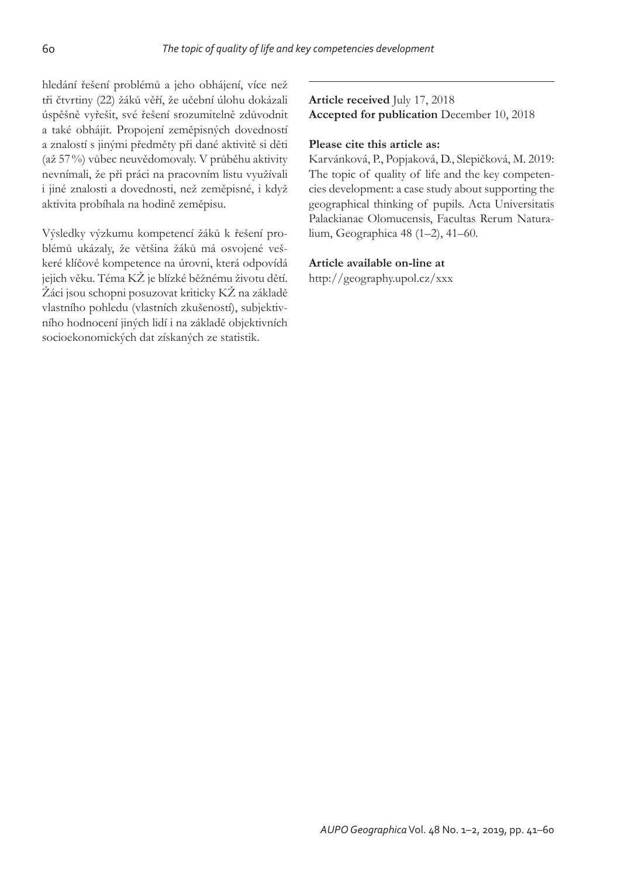hledání řešení problémů a jeho obhájení, více než tři čtvrtiny (22) žáků věří, že učební úlohu dokázali úspěšně vyřešit, své řešení srozumitelně zdůvodnit a také obhájit. Propojení zeměpisných dovedností a znalostí s jinými předměty při dané aktivitě si děti (až 57 %) vůbec neuvědomovaly. V průběhu aktivity nevnímali, že při práci na pracovním listu využívali i jiné znalosti a dovednosti, než zeměpisné, i když aktivita probíhala na hodině zeměpisu.

Výsledky výzkumu kompetencí žáků k řešení problémů ukázaly, že většina žáků má osvojené veškeré klíčové kompetence na úrovni, která odpovídá jejich věku. Téma KŽ je blízké běžnému životu dětí. Žáci jsou schopni posuzovat kriticky KŽ na základě vlastního pohledu (vlastních zkušeností), subjektivního hodnocení jiných lidí i na základě objektivních socioekonomických dat získaných ze statistik.

---

**Article received** July 17, 2018
**Accepted for publication** December 10, 2018

**Please cite this article as:**
Karvánková, P., Popjaková, D., Slepičková, M. 2019: The topic of quality of life and the key competencies development: a case study about supporting the geographical thinking of pupils. Acta Universitatis Palackianae Olomucensis, Facultas Rerum Naturalium, Geographica 48 (1–2), 41–60.

**Article available on-line at**
http://geography.upol.cz/xxx